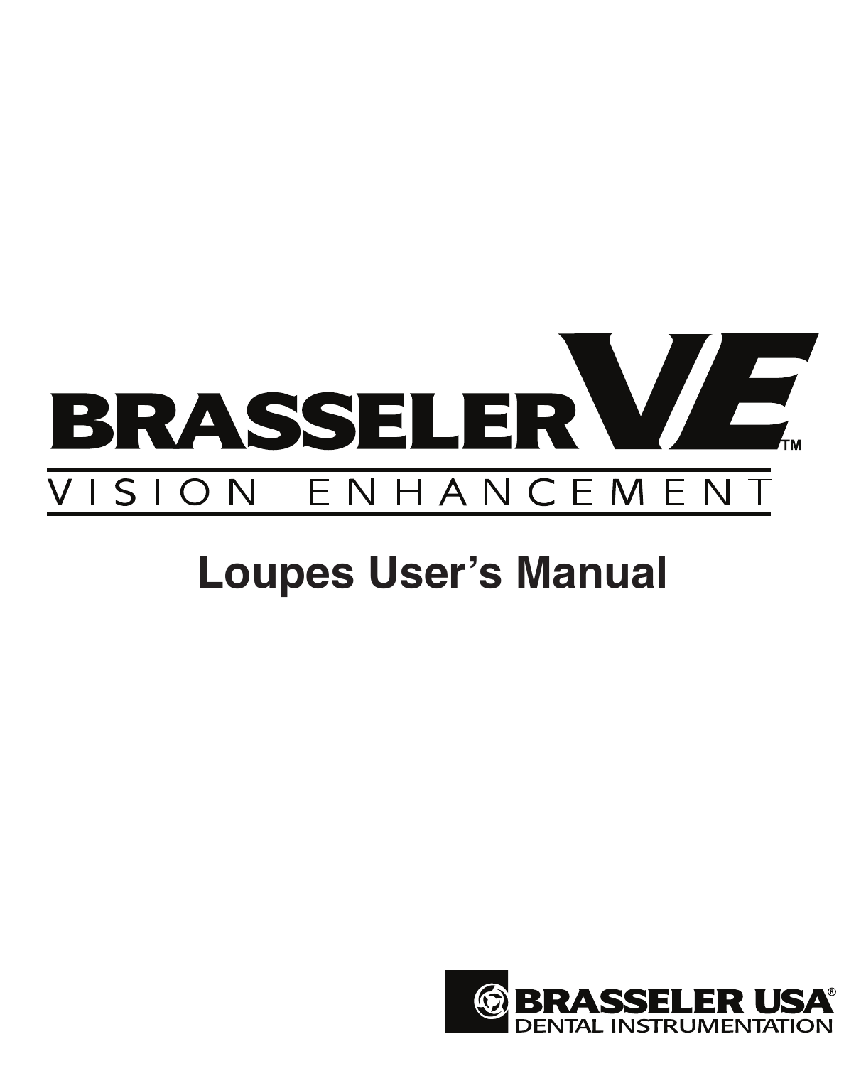# BRASSELER VE™

VISION ENHANCEMENT

## Loupes User's Manual

BRASSELER USA®
DENTAL INSTRUMENTATION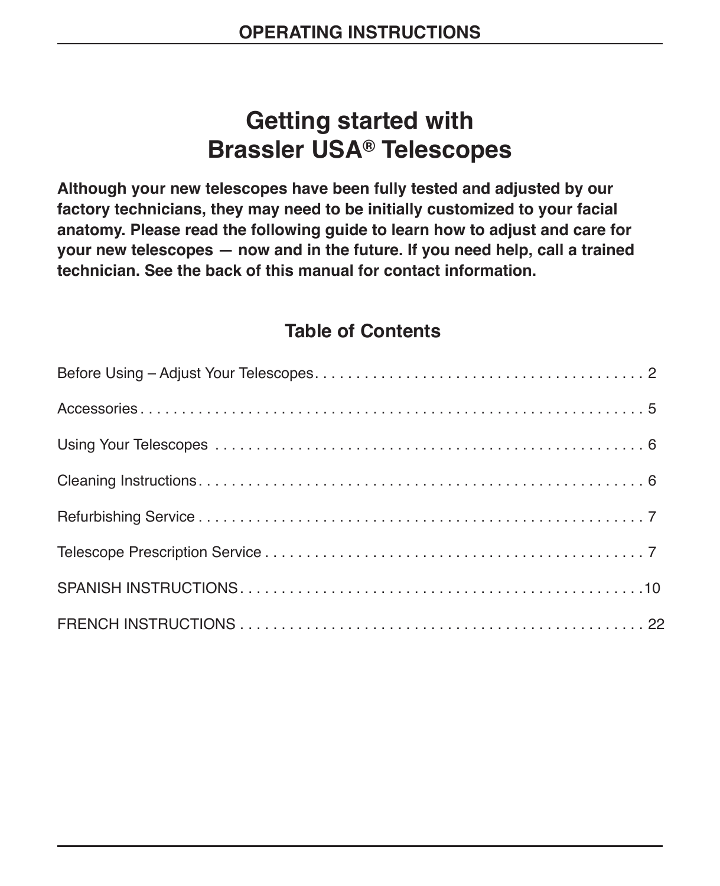# Getting started with Brassler USA® Telescopes

**Although your new telescopes have been fully tested and adjusted by our factory technicians, they may need to be initially customized to your facial anatomy. Please read the following guide to learn how to adjust and care for your new telescopes — now and in the future. If you need help, call a trained technician. See the back of this manual for contact information.**

## Table of Contents

Before Using – Adjust Your Telescopes . . . . . . . . . . . . . . . . . . . . . . . . . . . . . . . . . . . . . . . 2

Accessories . . . . . . . . . . . . . . . . . . . . . . . . . . . . . . . . . . . . . . . . . . . . . . . . . . . . . . . . . . . . 5

Using Your Telescopes . . . . . . . . . . . . . . . . . . . . . . . . . . . . . . . . . . . . . . . . . . . . . . . . . . . . 6

Cleaning Instructions . . . . . . . . . . . . . . . . . . . . . . . . . . . . . . . . . . . . . . . . . . . . . . . . . . . . . 6

Refurbishing Service . . . . . . . . . . . . . . . . . . . . . . . . . . . . . . . . . . . . . . . . . . . . . . . . . . . . . 7

Telescope Prescription Service . . . . . . . . . . . . . . . . . . . . . . . . . . . . . . . . . . . . . . . . . . . . . 7

SPANISH INSTRUCTIONS . . . . . . . . . . . . . . . . . . . . . . . . . . . . . . . . . . . . . . . . . . . . . . . . 10

FRENCH INSTRUCTIONS . . . . . . . . . . . . . . . . . . . . . . . . . . . . . . . . . . . . . . . . . . . . . . . . 22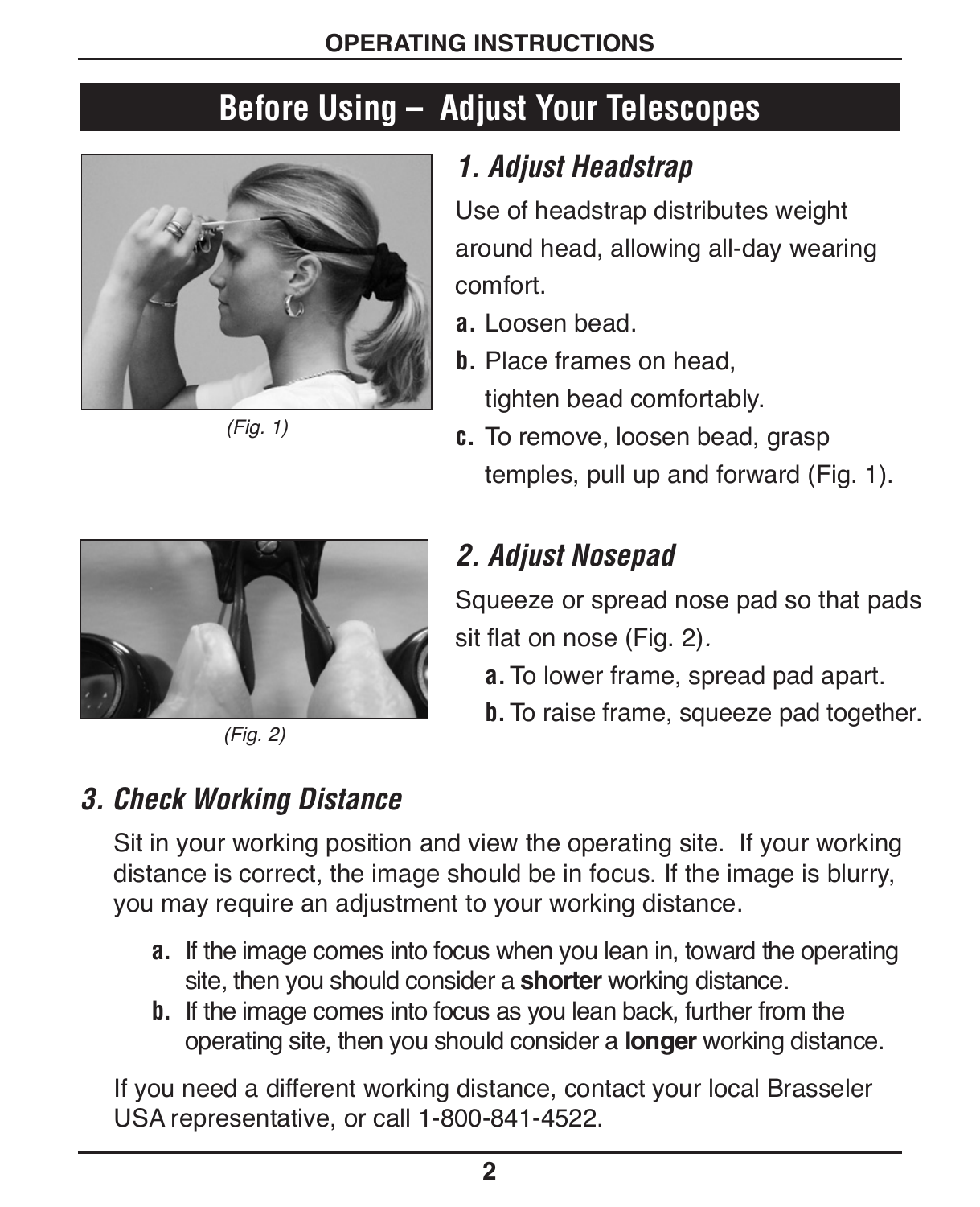# Before Using – Adjust Your Telescopes

(Fig. 1)

## *1. Adjust Headstrap*

Use of headstrap distributes weight around head, allowing all-day wearing comfort.

**a.** Loosen bead.

**b.** Place frames on head, tighten bead comfortably.

**c.** To remove, loosen bead, grasp temples, pull up and forward (Fig. 1).

(Fig. 2)

## *2. Adjust Nosepad*

Squeeze or spread nose pad so that pads sit flat on nose (Fig. 2).

**a.** To lower frame, spread pad apart.

**b.** To raise frame, squeeze pad together.

## *3. Check Working Distance*

Sit in your working position and view the operating site. If your working distance is correct, the image should be in focus. If the image is blurry, you may require an adjustment to your working distance.

**a.** If the image comes into focus when you lean in, toward the operating site, then you should consider a **shorter** working distance.

**b.** If the image comes into focus as you lean back, further from the operating site, then you should consider a **longer** working distance.

If you need a different working distance, contact your local Brasseler USA representative, or call 1-800-841-4522.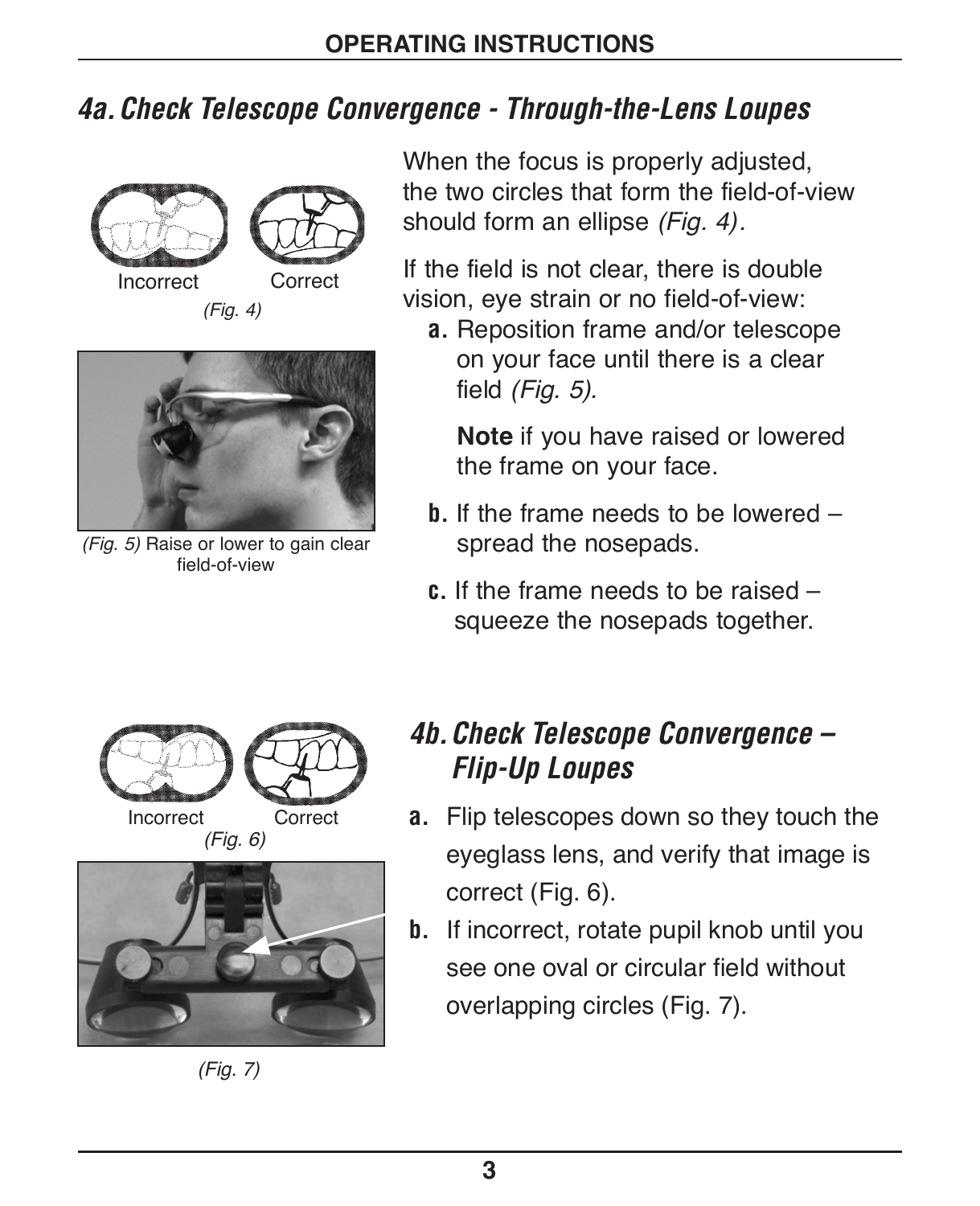## 4a. Check Telescope Convergence - Through-the-Lens Loupes

Incorrect Correct

*(Fig. 4)*

*(Fig. 5)* Raise or lower to gain clear field-of-view

When the focus is properly adjusted, the two circles that form the field-of-view should form an ellipse *(Fig. 4)*.

If the field is not clear, there is double vision, eye strain or no field-of-view:

**a.** Reposition frame and/or telescope on your face until there is a clear field *(Fig. 5)*.

**Note** if you have raised or lowered the frame on your face.

**b.** If the frame needs to be lowered – spread the nosepads.

**c.** If the frame needs to be raised – squeeze the nosepads together.

## 4b. Check Telescope Convergence – Flip-Up Loupes

Incorrect Correct

*(Fig. 6)*

*(Fig. 7)*

**a.** Flip telescopes down so they touch the eyeglass lens, and verify that image is correct (Fig. 6).

**b.** If incorrect, rotate pupil knob until you see one oval or circular field without overlapping circles (Fig. 7).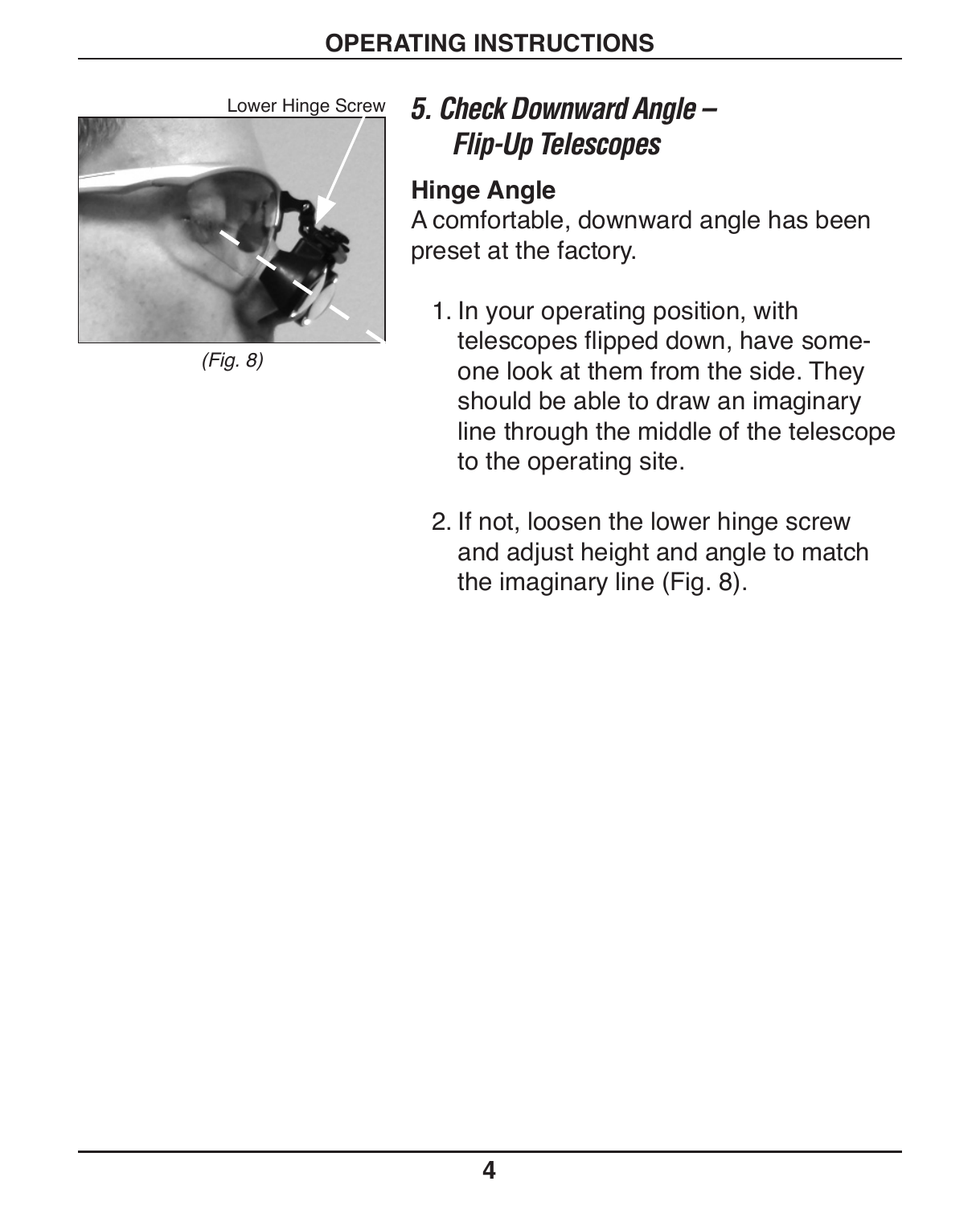Lower Hinge Screw

*(Fig. 8)*

## *5. Check Downward Angle – Flip-Up Telescopes*

**Hinge Angle**

A comfortable, downward angle has been preset at the factory.

1. In your operating position, with telescopes flipped down, have someone look at them from the side. They should be able to draw an imaginary line through the middle of the telescope to the operating site.

2. If not, loosen the lower hinge screw and adjust height and angle to match the imaginary line (Fig. 8).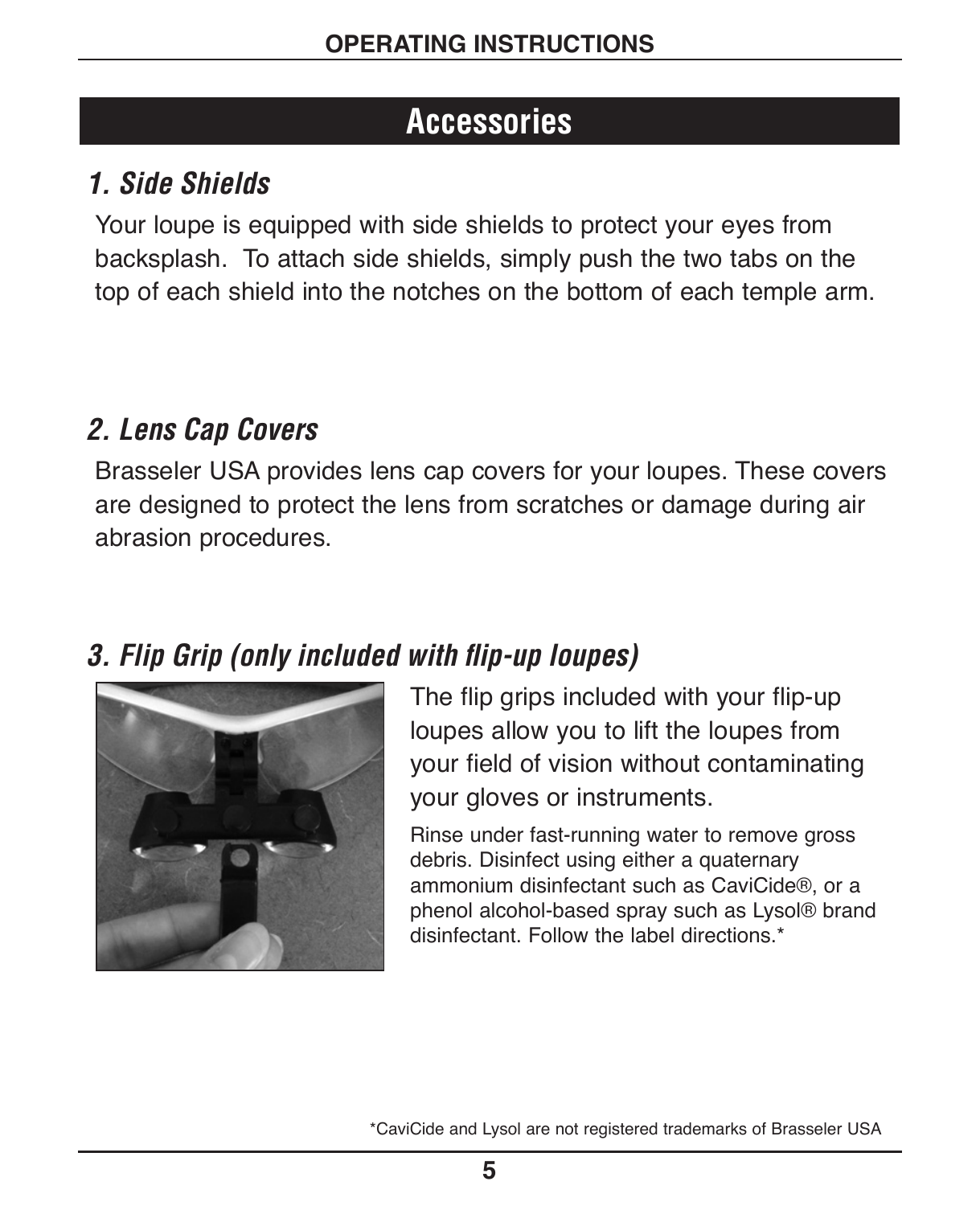# Accessories

## *1. Side Shields*

Your loupe is equipped with side shields to protect your eyes from backsplash. To attach side shields, simply push the two tabs on the top of each shield into the notches on the bottom of each temple arm.

## *2. Lens Cap Covers*

Brasseler USA provides lens cap covers for your loupes. These covers are designed to protect the lens from scratches or damage during air abrasion procedures.

## *3. Flip Grip (only included with flip-up loupes)*

The flip grips included with your flip-up loupes allow you to lift the loupes from your field of vision without contaminating your gloves or instruments.

Rinse under fast-running water to remove gross debris. Disinfect using either a quaternary ammonium disinfectant such as CaviCide®, or a phenol alcohol-based spray such as Lysol® brand disinfectant. Follow the label directions.*

*CaviCide and Lysol are not registered trademarks of Brasseler USA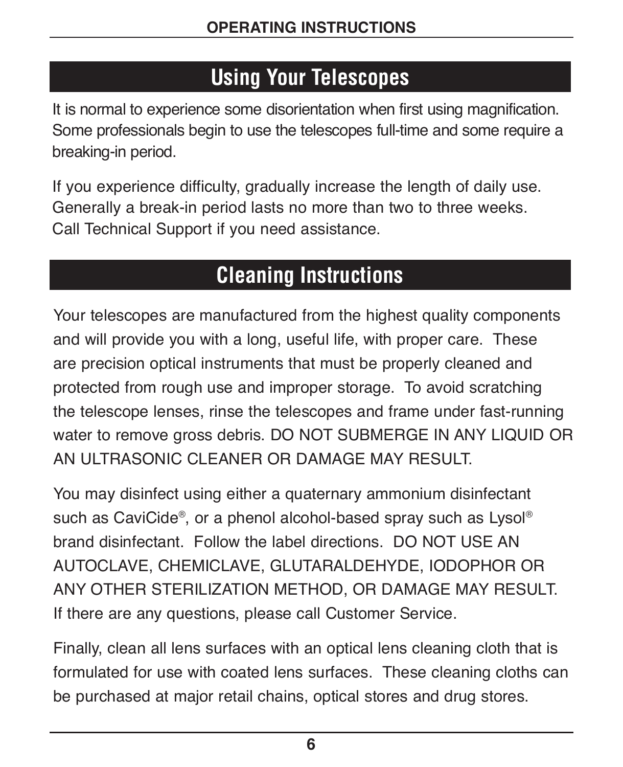## Using Your Telescopes

It is normal to experience some disorientation when first using magnification. Some professionals begin to use the telescopes full-time and some require a breaking-in period.

If you experience difficulty, gradually increase the length of daily use. Generally a break-in period lasts no more than two to three weeks. Call Technical Support if you need assistance.

## Cleaning Instructions

Your telescopes are manufactured from the highest quality components and will provide you with a long, useful life, with proper care. These are precision optical instruments that must be properly cleaned and protected from rough use and improper storage. To avoid scratching the telescope lenses, rinse the telescopes and frame under fast-running water to remove gross debris. DO NOT SUBMERGE IN ANY LIQUID OR AN ULTRASONIC CLEANER OR DAMAGE MAY RESULT.

You may disinfect using either a quaternary ammonium disinfectant such as CaviCide®, or a phenol alcohol-based spray such as Lysol® brand disinfectant. Follow the label directions. DO NOT USE AN AUTOCLAVE, CHEMICLAVE, GLUTARALDEHYDE, IODOPHOR OR ANY OTHER STERILIZATION METHOD, OR DAMAGE MAY RESULT. If there are any questions, please call Customer Service.

Finally, clean all lens surfaces with an optical lens cleaning cloth that is formulated for use with coated lens surfaces. These cleaning cloths can be purchased at major retail chains, optical stores and drug stores.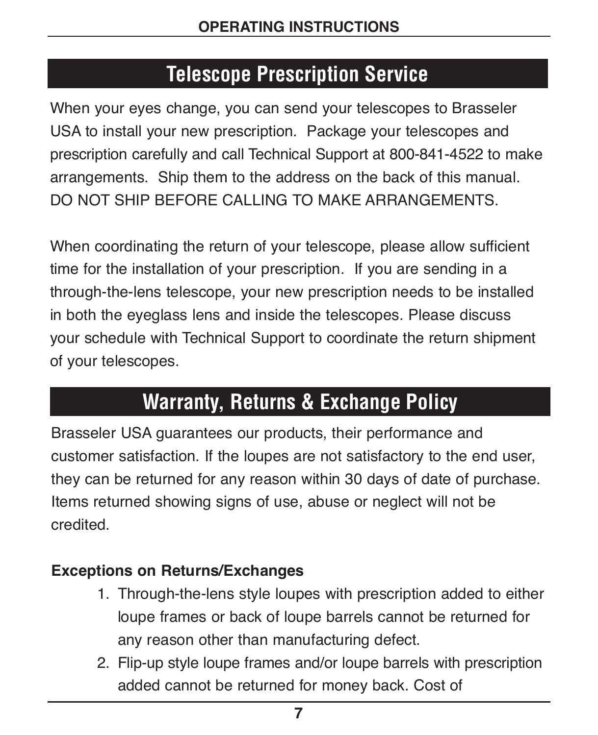## Telescope Prescription Service

When your eyes change, you can send your telescopes to Brasseler USA to install your new prescription. Package your telescopes and prescription carefully and call Technical Support at 800-841-4522 to make arrangements. Ship them to the address on the back of this manual. DO NOT SHIP BEFORE CALLING TO MAKE ARRANGEMENTS.

When coordinating the return of your telescope, please allow sufficient time for the installation of your prescription. If you are sending in a through-the-lens telescope, your new prescription needs to be installed in both the eyeglass lens and inside the telescopes. Please discuss your schedule with Technical Support to coordinate the return shipment of your telescopes.

## Warranty, Returns & Exchange Policy

Brasseler USA guarantees our products, their performance and customer satisfaction. If the loupes are not satisfactory to the end user, they can be returned for any reason within 30 days of date of purchase. Items returned showing signs of use, abuse or neglect will not be credited.

**Exceptions on Returns/Exchanges**

1. Through-the-lens style loupes with prescription added to either loupe frames or back of loupe barrels cannot be returned for any reason other than manufacturing defect.
2. Flip-up style loupe frames and/or loupe barrels with prescription added cannot be returned for money back. Cost of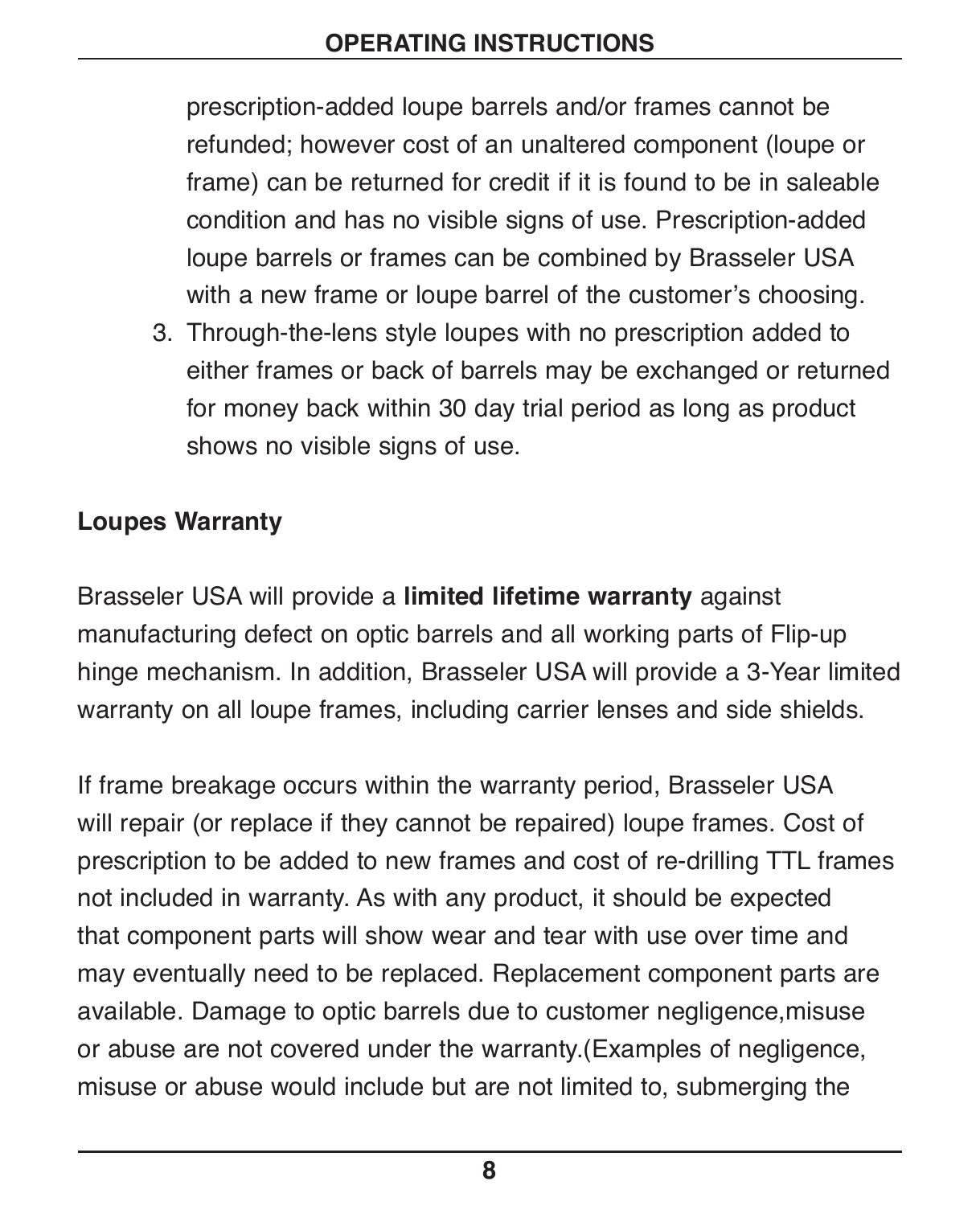prescription-added loupe barrels and/or frames cannot be refunded; however cost of an unaltered component (loupe or frame) can be returned for credit if it is found to be in saleable condition and has no visible signs of use. Prescription-added loupe barrels or frames can be combined by Brasseler USA with a new frame or loupe barrel of the customer's choosing.

3. Through-the-lens style loupes with no prescription added to either frames or back of barrels may be exchanged or returned for money back within 30 day trial period as long as product shows no visible signs of use.

**Loupes Warranty**

Brasseler USA will provide a **limited lifetime warranty** against manufacturing defect on optic barrels and all working parts of Flip-up hinge mechanism. In addition, Brasseler USA will provide a 3-Year limited warranty on all loupe frames, including carrier lenses and side shields.

If frame breakage occurs within the warranty period, Brasseler USA will repair (or replace if they cannot be repaired) loupe frames. Cost of prescription to be added to new frames and cost of re-drilling TTL frames not included in warranty. As with any product, it should be expected that component parts will show wear and tear with use over time and may eventually need to be replaced. Replacement component parts are available. Damage to optic barrels due to customer negligence,misuse or abuse are not covered under the warranty.(Examples of negligence, misuse or abuse would include but are not limited to, submerging the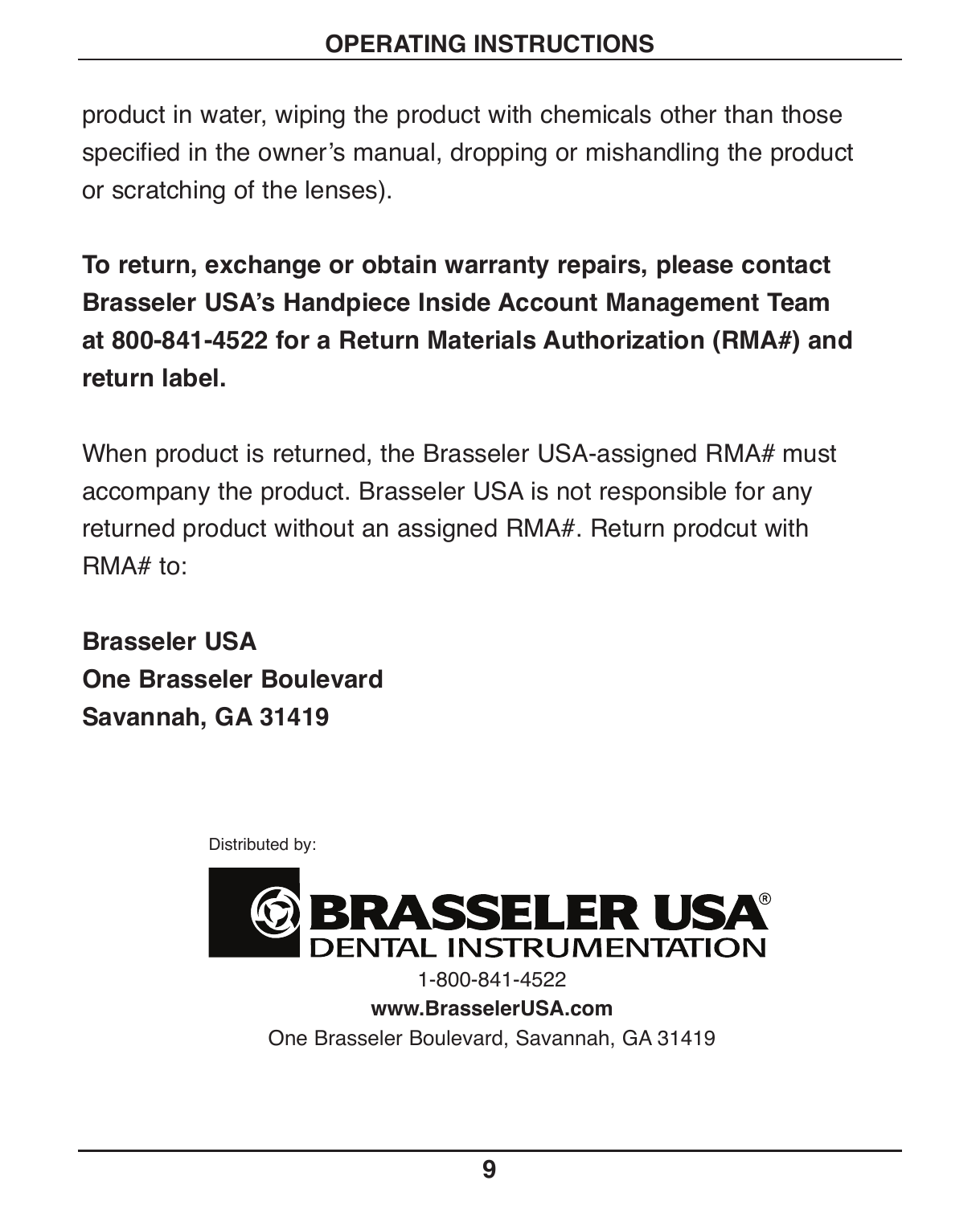product in water, wiping the product with chemicals other than those specified in the owner's manual, dropping or mishandling the product or scratching of the lenses).

**To return, exchange or obtain warranty repairs, please contact Brasseler USA's Handpiece Inside Account Management Team at 800-841-4522 for a Return Materials Authorization (RMA#) and return label.**

When product is returned, the Brasseler USA-assigned RMA# must accompany the product. Brasseler USA is not responsible for any returned product without an assigned RMA#. Return prodcut with RMA# to:

**Brasseler USA**
**One Brasseler Boulevard**
**Savannah, GA 31419**

Distributed by:

**BRASSELER USA®**
DENTAL INSTRUMENTATION

1-800-841-4522
**www.BrasselerUSA.com**
One Brasseler Boulevard, Savannah, GA 31419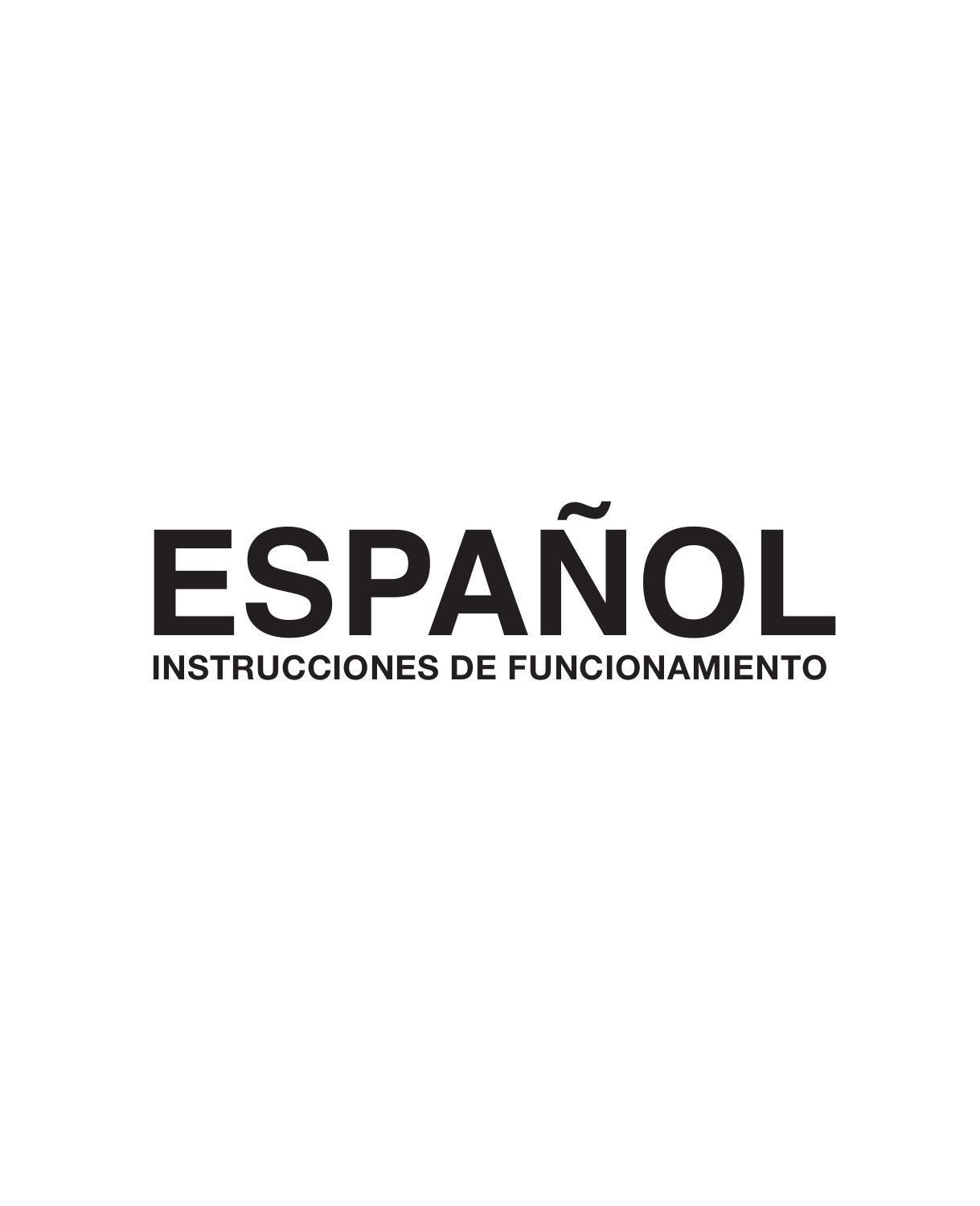# ESPAÑOL

## INSTRUCCIONES DE FUNCIONAMIENTO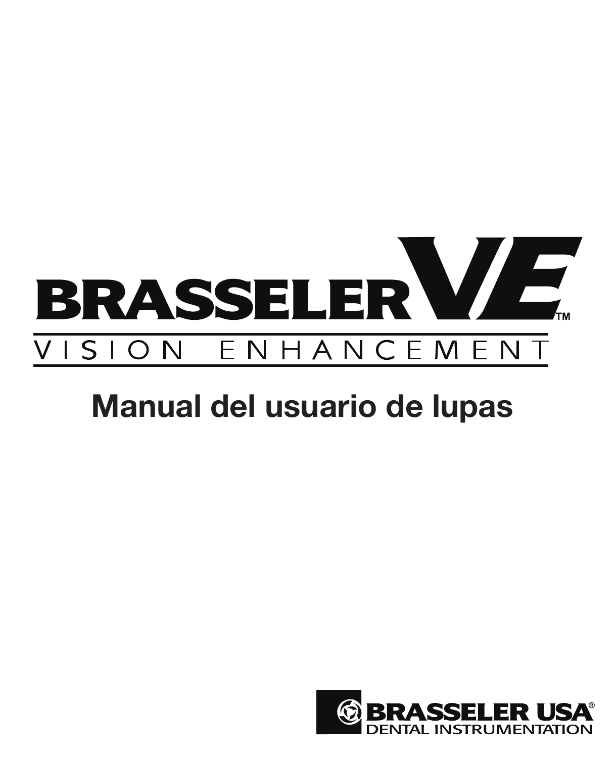# BRASSELER VE™

VISION ENHANCEMENT

## Manual del usuario de lupas

BRASSELER USA®
DENTAL INSTRUMENTATION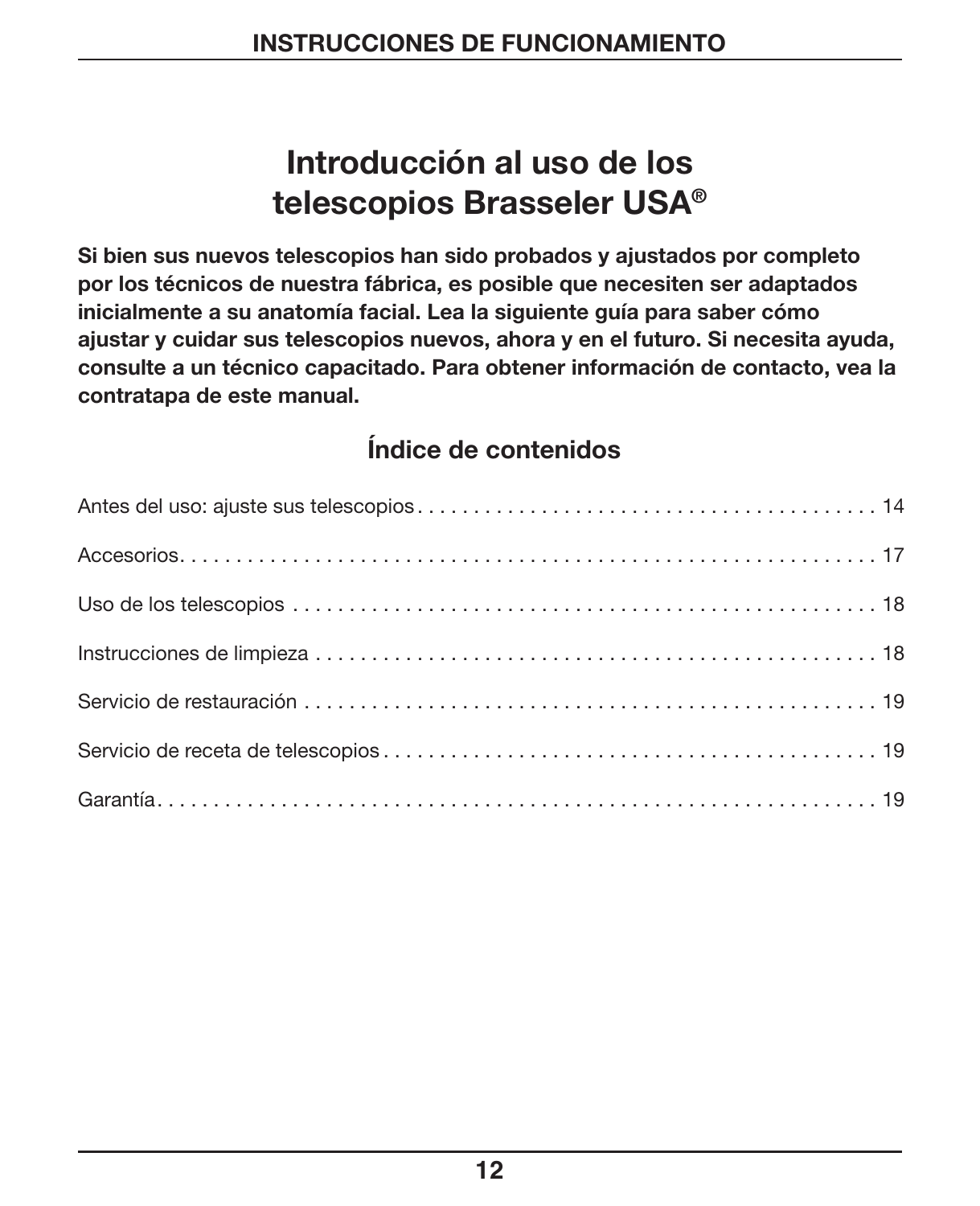# Introducción al uso de los telescopios Brasseler USA®

**Si bien sus nuevos telescopios han sido probados y ajustados por completo por los técnicos de nuestra fábrica, es posible que necesiten ser adaptados inicialmente a su anatomía facial. Lea la siguiente guía para saber cómo ajustar y cuidar sus telescopios nuevos, ahora y en el futuro. Si necesita ayuda, consulte a un técnico capacitado. Para obtener información de contacto, vea la contratapa de este manual.**

## Índice de contenidos

Antes del uso: ajuste sus telescopios . . . . . . . . . . 14

Accesorios . . . . . . . . . . 17

Uso de los telescopios . . . . . . . . . . 18

Instrucciones de limpieza . . . . . . . . . . 18

Servicio de restauración . . . . . . . . . . 19

Servicio de receta de telescopios . . . . . . . . . . 19

Garantía . . . . . . . . . . 19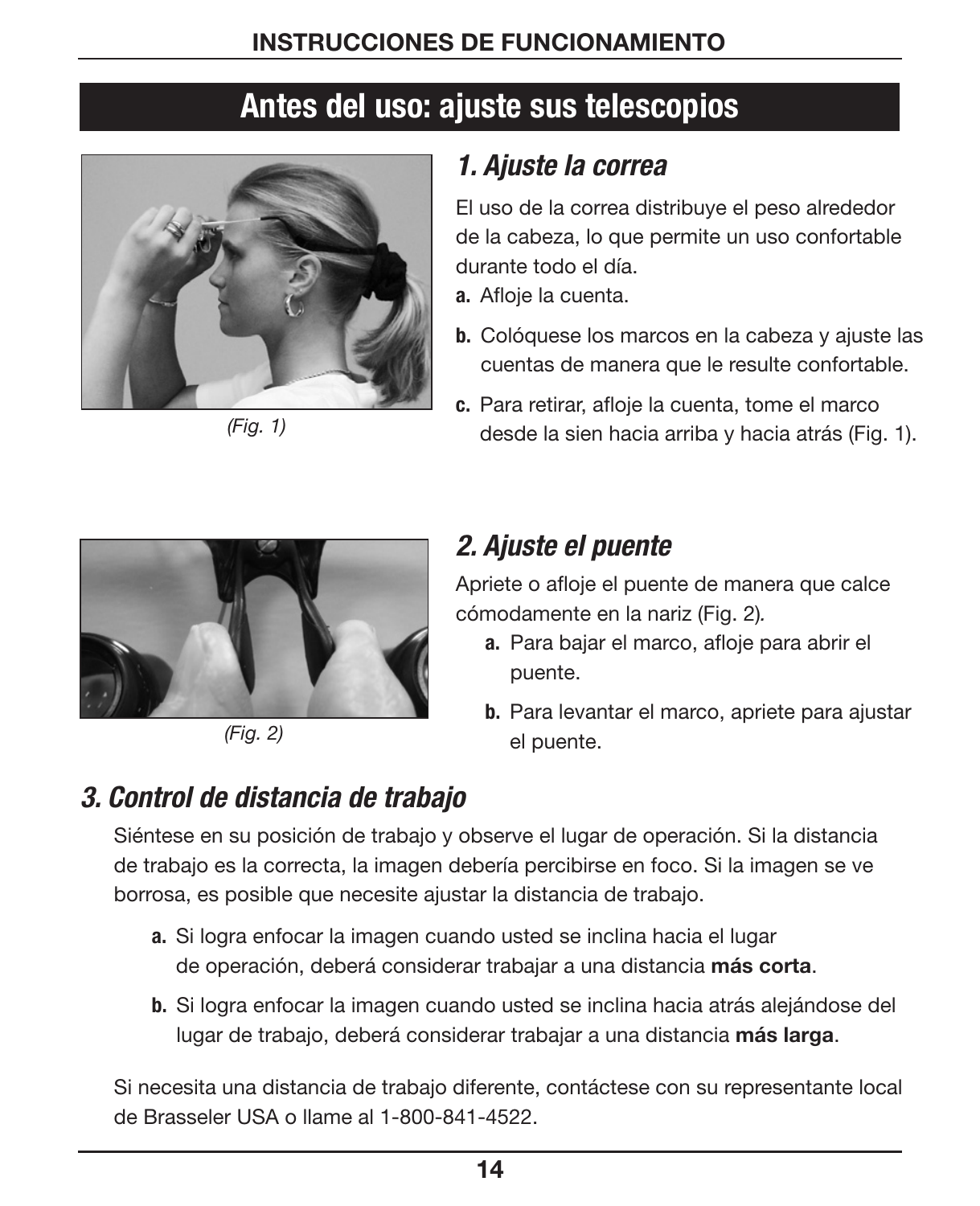# Antes del uso: ajuste sus telescopios

(Fig. 1)

## *1. Ajuste la correa*

El uso de la correa distribuye el peso alrededor de la cabeza, lo que permite un uso confortable durante todo el día.

**a.** Afloje la cuenta.

**b.** Colóquese los marcos en la cabeza y ajuste las cuentas de manera que le resulte confortable.

**c.** Para retirar, afloje la cuenta, tome el marco desde la sien hacia arriba y hacia atrás (Fig. 1).

(Fig. 2)

## *2. Ajuste el puente*

Apriete o afloje el puente de manera que calce cómodamente en la nariz (Fig. 2).

**a.** Para bajar el marco, afloje para abrir el puente.

**b.** Para levantar el marco, apriete para ajustar el puente.

## *3. Control de distancia de trabajo*

Siéntese en su posición de trabajo y observe el lugar de operación. Si la distancia de trabajo es la correcta, la imagen debería percibirse en foco. Si la imagen se ve borrosa, es posible que necesite ajustar la distancia de trabajo.

**a.** Si logra enfocar la imagen cuando usted se inclina hacia el lugar de operación, deberá considerar trabajar a una distancia **más corta**.

**b.** Si logra enfocar la imagen cuando usted se inclina hacia atrás alejándose del lugar de trabajo, deberá considerar trabajar a una distancia **más larga**.

Si necesita una distancia de trabajo diferente, contáctese con su representante local de Brasseler USA o llame al 1-800-841-4522.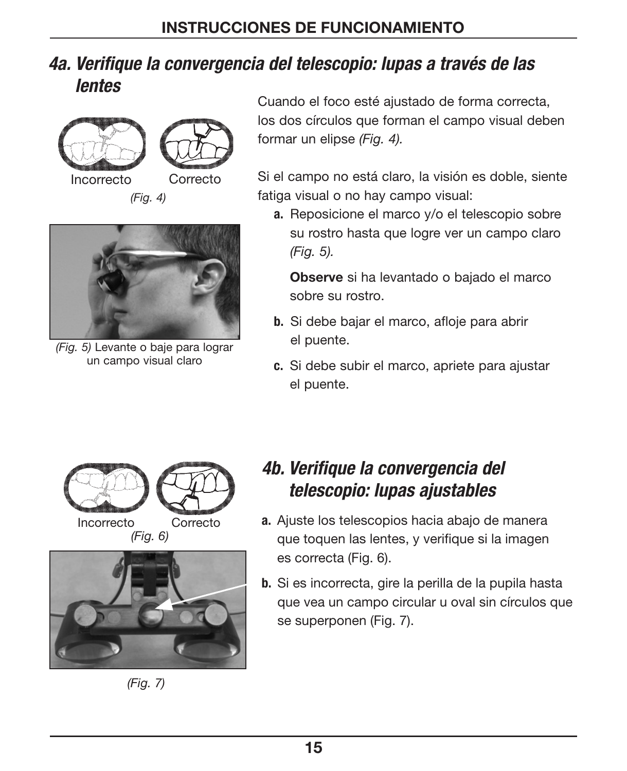## 4a. Verifique la convergencia del telescopio: lupas a través de las lentes

Incorrecto Correcto

*(Fig. 4)*

*(Fig. 5)* Levante o baje para lograr un campo visual claro

Cuando el foco esté ajustado de forma correcta, los dos círculos que forman el campo visual deben formar un elipse *(Fig. 4).*

Si el campo no está claro, la visión es doble, siente fatiga visual o no hay campo visual:

**a.** Reposicione el marco y/o el telescopio sobre su rostro hasta que logre ver un campo claro *(Fig. 5).*

**Observe** si ha levantado o bajado el marco sobre su rostro.

**b.** Si debe bajar el marco, afloje para abrir el puente.

**c.** Si debe subir el marco, apriete para ajustar el puente.

## 4b. Verifique la convergencia del telescopio: lupas ajustables

Incorrecto Correcto

*(Fig. 6)*

*(Fig. 7)*

**a.** Ajuste los telescopios hacia abajo de manera que toquen las lentes, y verifique si la imagen es correcta (Fig. 6).

**b.** Si es incorrecta, gire la perilla de la pupila hasta que vea un campo circular u oval sin círculos que se superponen (Fig. 7).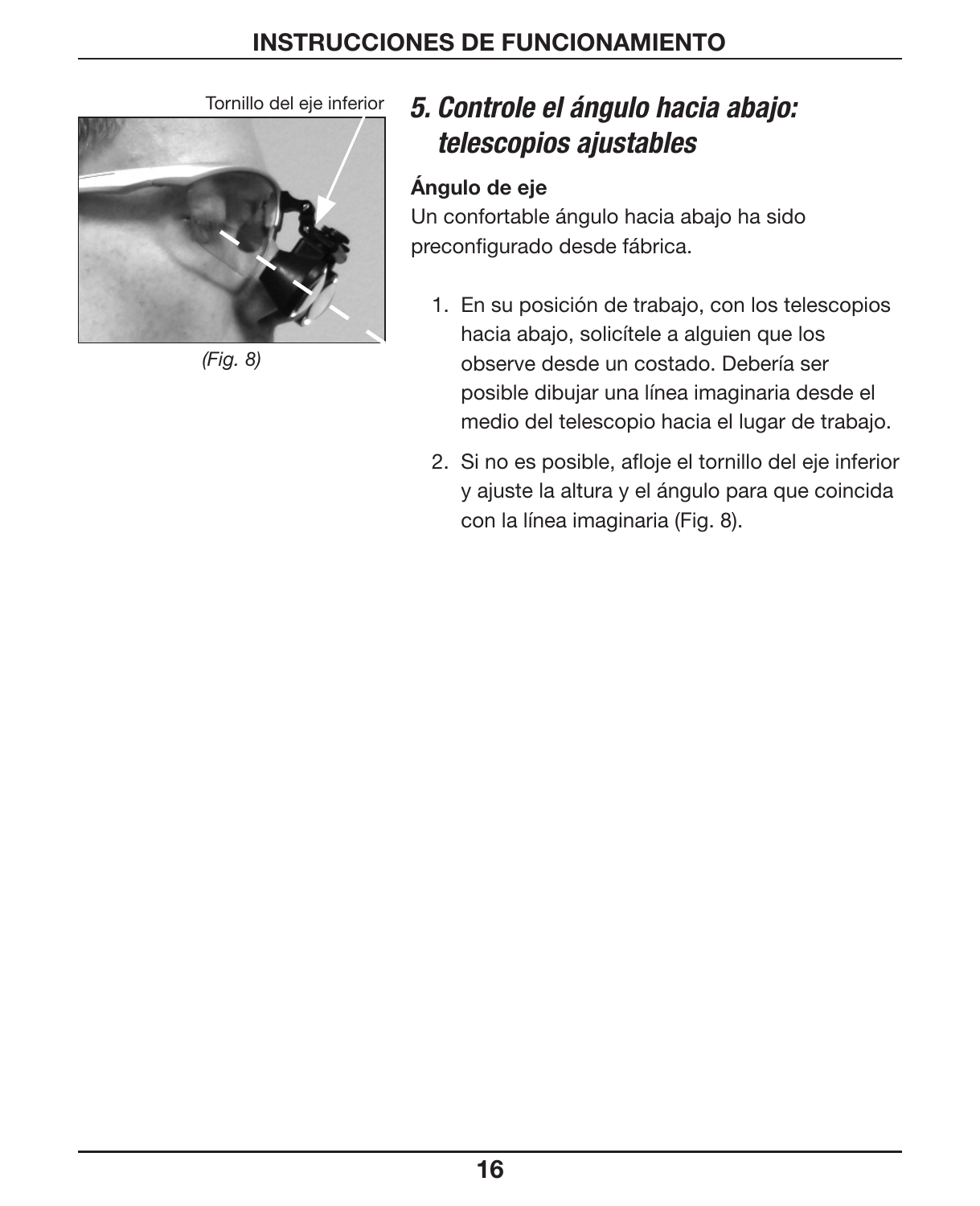Tornillo del eje inferior

*(Fig. 8)*

## *5. Controle el ángulo hacia abajo: telescopios ajustables*

**Ángulo de eje**

Un confortable ángulo hacia abajo ha sido preconfigurado desde fábrica.

1. En su posición de trabajo, con los telescopios hacia abajo, solicítele a alguien que los observe desde un costado. Debería ser posible dibujar una línea imaginaria desde el medio del telescopio hacia el lugar de trabajo.
2. Si no es posible, afloje el tornillo del eje inferior y ajuste la altura y el ángulo para que coincida con la línea imaginaria (Fig. 8).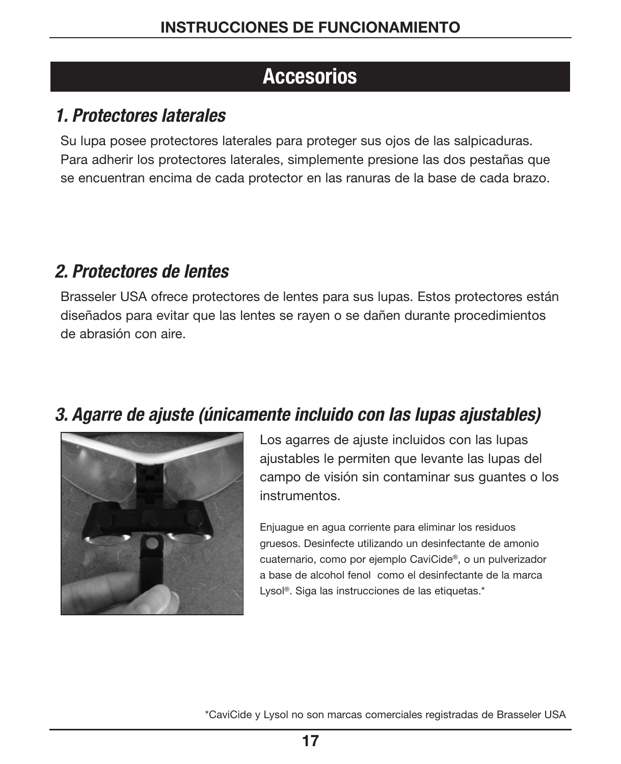## Accesorios

### *1. Protectores laterales*

Su lupa posee protectores laterales para proteger sus ojos de las salpicaduras. Para adherir los protectores laterales, simplemente presione las dos pestañas que se encuentran encima de cada protector en las ranuras de la base de cada brazo.

### *2. Protectores de lentes*

Brasseler USA ofrece protectores de lentes para sus lupas. Estos protectores están diseñados para evitar que las lentes se rayen o se dañen durante procedimientos de abrasión con aire.

### *3. Agarre de ajuste (únicamente incluido con las lupas ajustables)*

Los agarres de ajuste incluidos con las lupas ajustables le permiten que levante las lupas del campo de visión sin contaminar sus guantes o los instrumentos.

Enjuague en agua corriente para eliminar los residuos gruesos. Desinfecte utilizando un desinfectante de amonio cuaternario, como por ejemplo CaviCide®, o un pulverizador a base de alcohol fenol como el desinfectante de la marca Lysol®. Siga las instrucciones de las etiquetas.*

*CaviCide y Lysol no son marcas comerciales registradas de Brasseler USA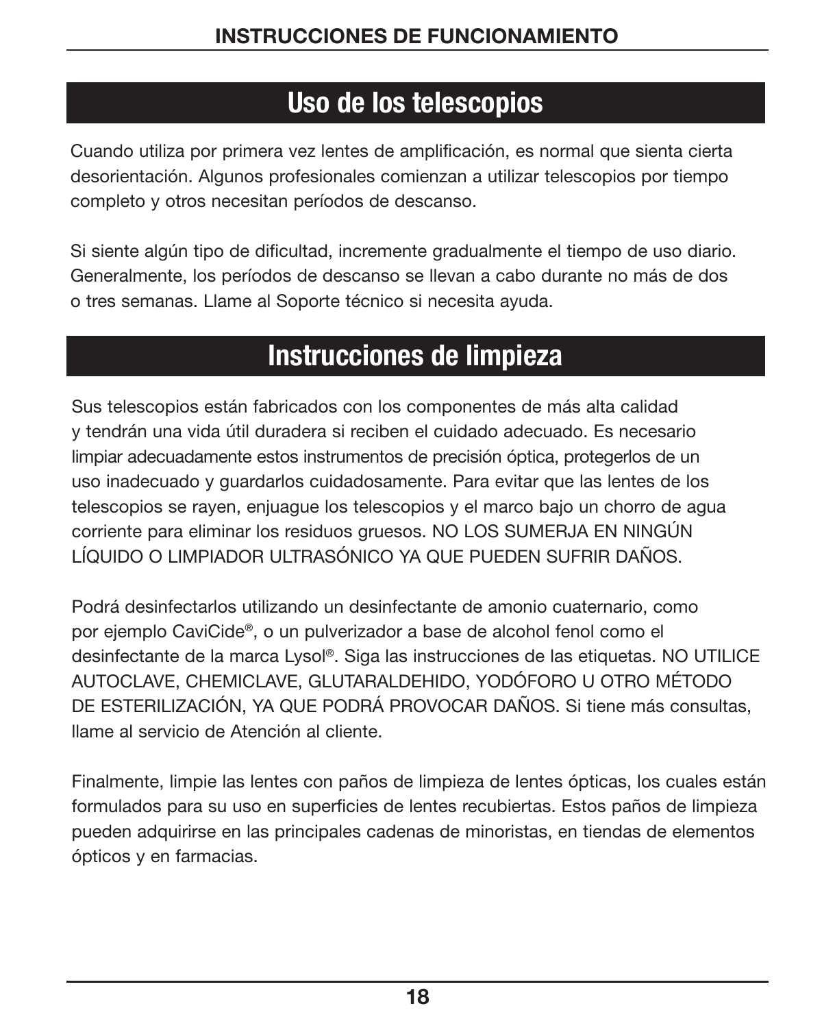## Uso de los telescopios

Cuando utiliza por primera vez lentes de amplificación, es normal que sienta cierta desorientación. Algunos profesionales comienzan a utilizar telescopios por tiempo completo y otros necesitan períodos de descanso.

Si siente algún tipo de dificultad, incremente gradualmente el tiempo de uso diario. Generalmente, los períodos de descanso se llevan a cabo durante no más de dos o tres semanas. Llame al Soporte técnico si necesita ayuda.

## Instrucciones de limpieza

Sus telescopios están fabricados con los componentes de más alta calidad y tendrán una vida útil duradera si reciben el cuidado adecuado. Es necesario limpiar adecuadamente estos instrumentos de precisión óptica, protegerlos de un uso inadecuado y guardarlos cuidadosamente. Para evitar que las lentes de los telescopios se rayen, enjuague los telescopios y el marco bajo un chorro de agua corriente para eliminar los residuos gruesos. NO LOS SUMERJA EN NINGÚN LÍQUIDO O LIMPIADOR ULTRASÓNICO YA QUE PUEDEN SUFRIR DAÑOS.

Podrá desinfectarlos utilizando un desinfectante de amonio cuaternario, como por ejemplo CaviCide®, o un pulverizador a base de alcohol fenol como el desinfectante de la marca Lysol®. Siga las instrucciones de las etiquetas. NO UTILICE AUTOCLAVE, CHEMICLAVE, GLUTARALDEHIDO, YODÓFORO U OTRO MÉTODO DE ESTERILIZACIÓN, YA QUE PODRÁ PROVOCAR DAÑOS. Si tiene más consultas, llame al servicio de Atención al cliente.

Finalmente, limpie las lentes con paños de limpieza de lentes ópticas, los cuales están formulados para su uso en superficies de lentes recubiertas. Estos paños de limpieza pueden adquirirse en las principales cadenas de minoristas, en tiendas de elementos ópticos y en farmacias.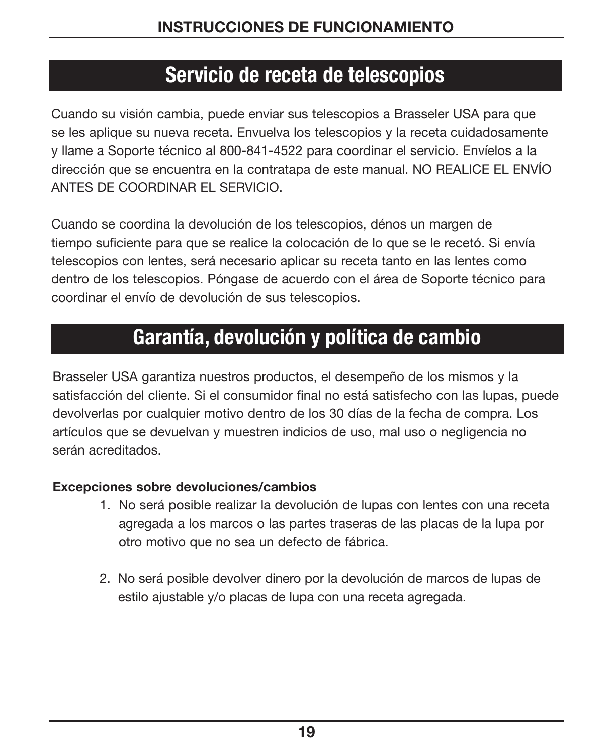## Servicio de receta de telescopios

Cuando su visión cambia, puede enviar sus telescopios a Brasseler USA para que se les aplique su nueva receta. Envuelva los telescopios y la receta cuidadosamente y llame a Soporte técnico al 800-841-4522 para coordinar el servicio. Envíelos a la dirección que se encuentra en la contratapa de este manual. NO REALICE EL ENVÍO ANTES DE COORDINAR EL SERVICIO.

Cuando se coordina la devolución de los telescopios, dénos un margen de tiempo suficiente para que se realice la colocación de lo que se le recetó. Si envía telescopios con lentes, será necesario aplicar su receta tanto en las lentes como dentro de los telescopios. Póngase de acuerdo con el área de Soporte técnico para coordinar el envío de devolución de sus telescopios.

## Garantía, devolución y política de cambio

Brasseler USA garantiza nuestros productos, el desempeño de los mismos y la satisfacción del cliente. Si el consumidor final no está satisfecho con las lupas, puede devolverlas por cualquier motivo dentro de los 30 días de la fecha de compra. Los artículos que se devuelvan y muestren indicios de uso, mal uso o negligencia no serán acreditados.

**Excepciones sobre devoluciones/cambios**

1. No será posible realizar la devolución de lupas con lentes con una receta agregada a los marcos o las partes traseras de las placas de la lupa por otro motivo que no sea un defecto de fábrica.

2. No será posible devolver dinero por la devolución de marcos de lupas de estilo ajustable y/o placas de lupa con una receta agregada.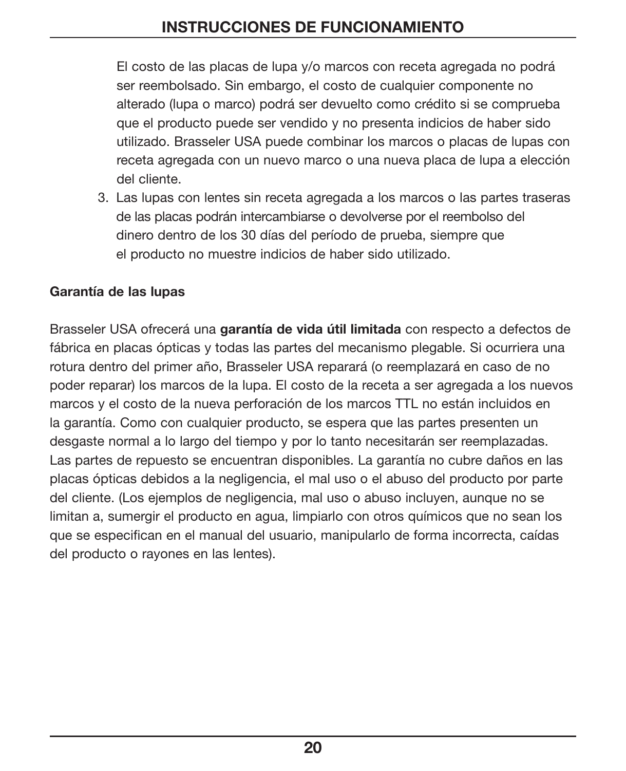El costo de las placas de lupa y/o marcos con receta agregada no podrá ser reembolsado. Sin embargo, el costo de cualquier componente no alterado (lupa o marco) podrá ser devuelto como crédito si se comprueba que el producto puede ser vendido y no presenta indicios de haber sido utilizado. Brasseler USA puede combinar los marcos o placas de lupas con receta agregada con un nuevo marco o una nueva placa de lupa a elección del cliente.

3. Las lupas con lentes sin receta agregada a los marcos o las partes traseras de las placas podrán intercambiarse o devolverse por el reembolso del dinero dentro de los 30 días del período de prueba, siempre que el producto no muestre indicios de haber sido utilizado.

**Garantía de las lupas**

Brasseler USA ofrecerá una **garantía de vida útil limitada** con respecto a defectos de fábrica en placas ópticas y todas las partes del mecanismo plegable. Si ocurriera una rotura dentro del primer año, Brasseler USA reparará (o reemplazará en caso de no poder reparar) los marcos de la lupa. El costo de la receta a ser agregada a los nuevos marcos y el costo de la nueva perforación de los marcos TTL no están incluidos en la garantía. Como con cualquier producto, se espera que las partes presenten un desgaste normal a lo largo del tiempo y por lo tanto necesitarán ser reemplazadas. Las partes de repuesto se encuentran disponibles. La garantía no cubre daños en las placas ópticas debidos a la negligencia, el mal uso o el abuso del producto por parte del cliente. (Los ejemplos de negligencia, mal uso o abuso incluyen, aunque no se limitan a, sumergir el producto en agua, limpiarlo con otros químicos que no sean los que se especifican en el manual del usuario, manipularlo de forma incorrecta, caídas del producto o rayones en las lentes).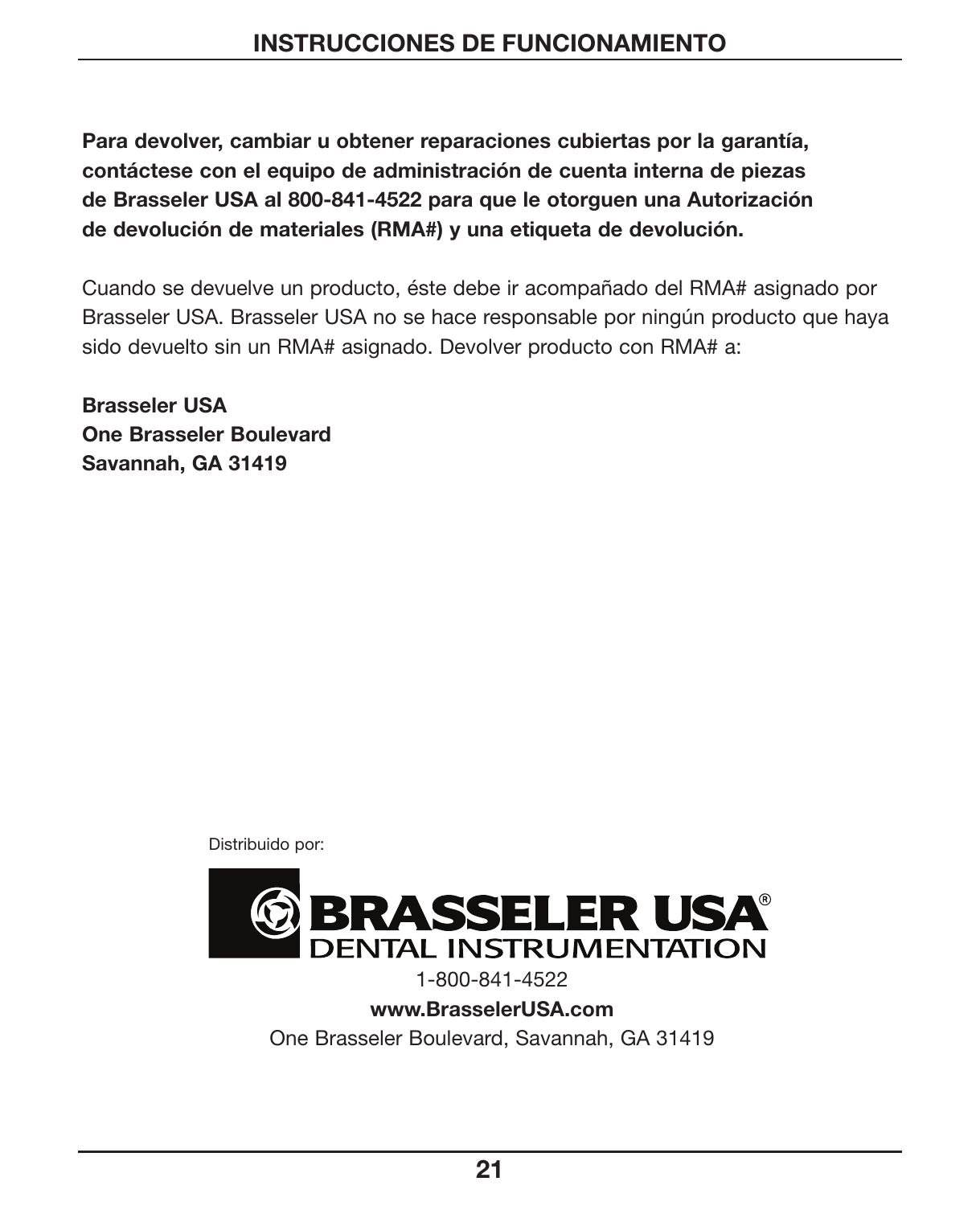**Para devolver, cambiar u obtener reparaciones cubiertas por la garantía, contáctese con el equipo de administración de cuenta interna de piezas de Brasseler USA al 800-841-4522 para que le otorguen una Autorización de devolución de materiales (RMA#) y una etiqueta de devolución.**

Cuando se devuelve un producto, éste debe ir acompañado del RMA# asignado por Brasseler USA. Brasseler USA no se hace responsable por ningún producto que haya sido devuelto sin un RMA# asignado. Devolver producto con RMA# a:

**Brasseler USA**
**One Brasseler Boulevard**
**Savannah, GA 31419**

Distribuido por:

BRASSELER USA®
DENTAL INSTRUMENTATION

1-800-841-4522

**www.BrasselerUSA.com**

One Brasseler Boulevard, Savannah, GA 31419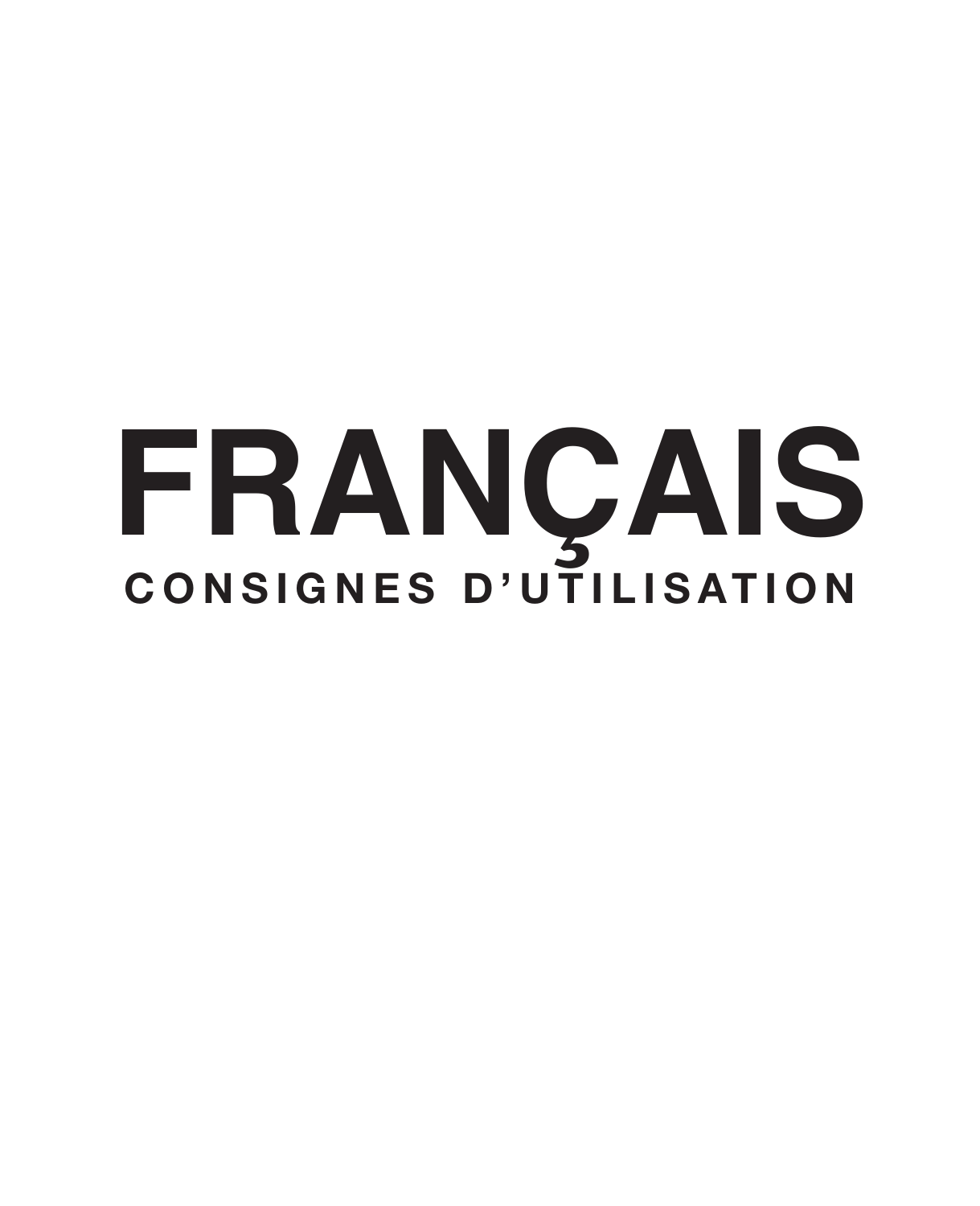# FRANÇAIS

## CONSIGNES D'UTILISATION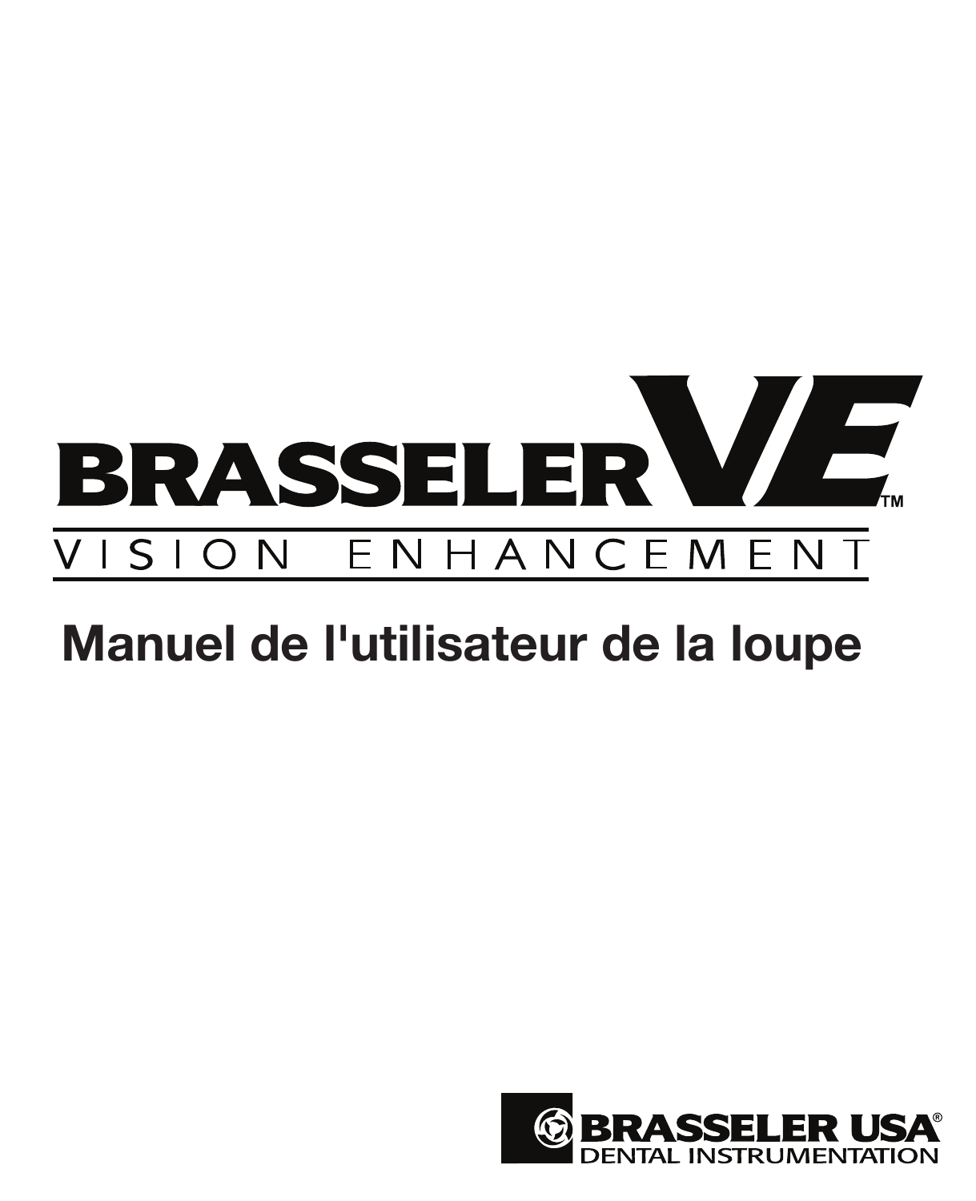# BRASSELER VE™

VISION ENHANCEMENT

## Manuel de l'utilisateur de la loupe

BRASSELER USA®
DENTAL INSTRUMENTATION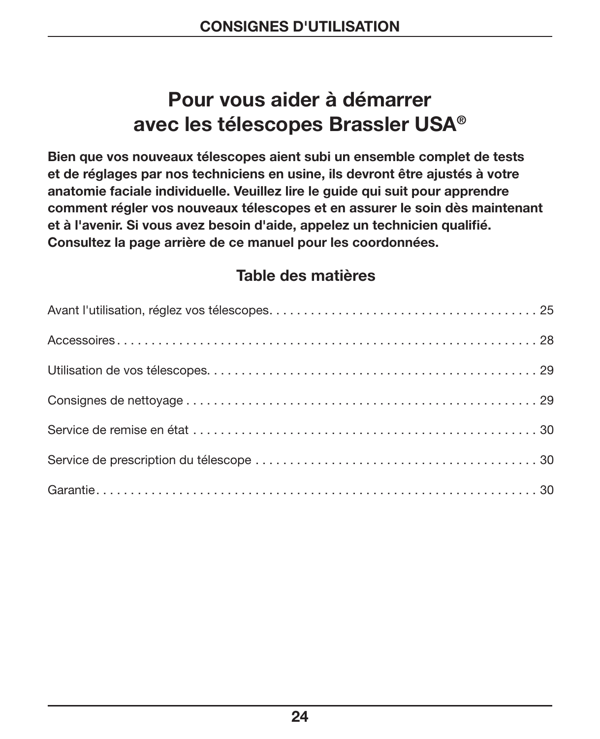# Pour vous aider à démarrer avec les télescopes Brassler USA®

**Bien que vos nouveaux télescopes aient subi un ensemble complet de tests et de réglages par nos techniciens en usine, ils devront être ajustés à votre anatomie faciale individuelle. Veuillez lire le guide qui suit pour apprendre comment régler vos nouveaux télescopes et en assurer le soin dès maintenant et à l'avenir. Si vous avez besoin d'aide, appelez un technicien qualifié. Consultez la page arrière de ce manuel pour les coordonnées.**

## Table des matières

| | |
|---|---|
| Avant l'utilisation, réglez vos télescopes | 25 |
| Accessoires | 28 |
| Utilisation de vos télescopes | 29 |
| Consignes de nettoyage | 29 |
| Service de remise en état | 30 |
| Service de prescription du télescope | 30 |
| Garantie | 30 |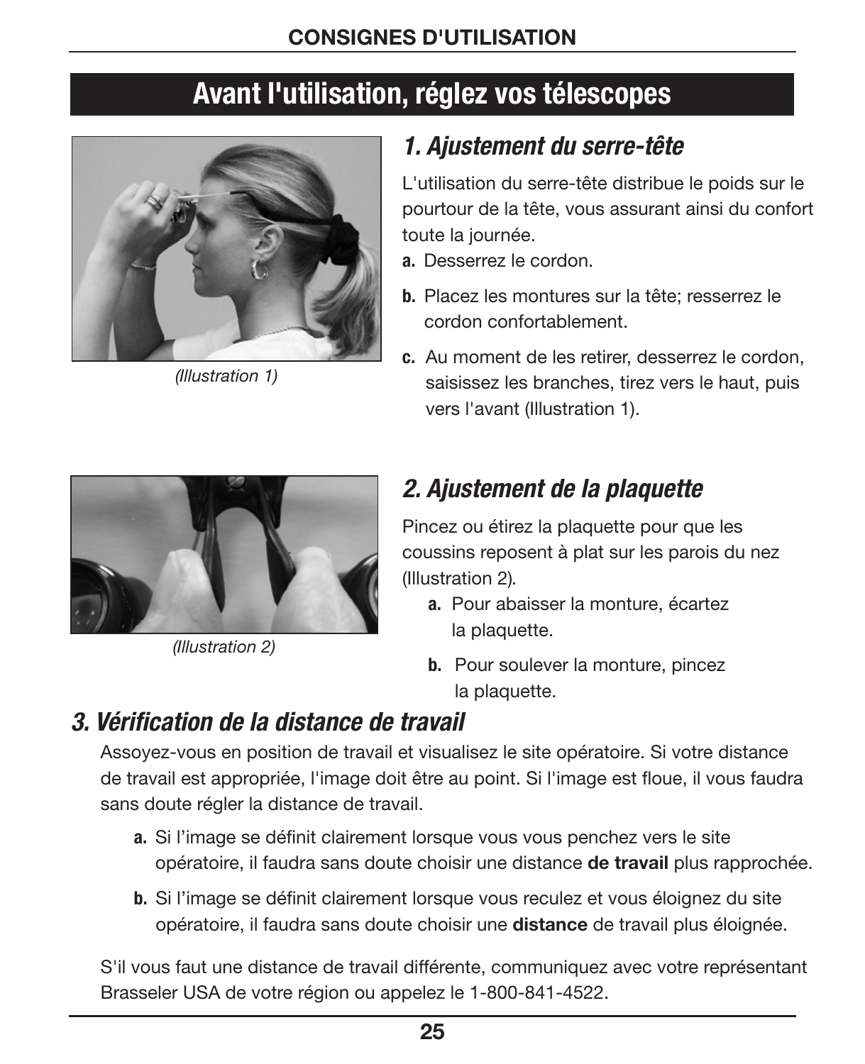## Avant l'utilisation, réglez vos télescopes

(Illustration 1)

### *1. Ajustement du serre-tête*

L'utilisation du serre-tête distribue le poids sur le pourtour de la tête, vous assurant ainsi du confort toute la journée.

**a.** Desserrez le cordon.

**b.** Placez les montures sur la tête; resserrez le cordon confortablement.

**c.** Au moment de les retirer, desserrez le cordon, saisissez les branches, tirez vers le haut, puis vers l'avant (Illustration 1).

(Illustration 2)

### *2. Ajustement de la plaquette*

Pincez ou étirez la plaquette pour que les coussins reposent à plat sur les parois du nez (Illustration 2).

**a.** Pour abaisser la monture, écartez la plaquette.

**b.** Pour soulever la monture, pincez la plaquette.

### *3. Vérification de la distance de travail*

Assoyez-vous en position de travail et visualisez le site opératoire. Si votre distance de travail est appropriée, l'image doit être au point. Si l'image est floue, il vous faudra sans doute régler la distance de travail.

**a.** Si l'image se définit clairement lorsque vous vous penchez vers le site opératoire, il faudra sans doute choisir une distance **de travail** plus rapprochée.

**b.** Si l'image se définit clairement lorsque vous reculez et vous éloignez du site opératoire, il faudra sans doute choisir une **distance** de travail plus éloignée.

S'il vous faut une distance de travail différente, communiquez avec votre représentant Brasseler USA de votre région ou appelez le 1-800-841-4522.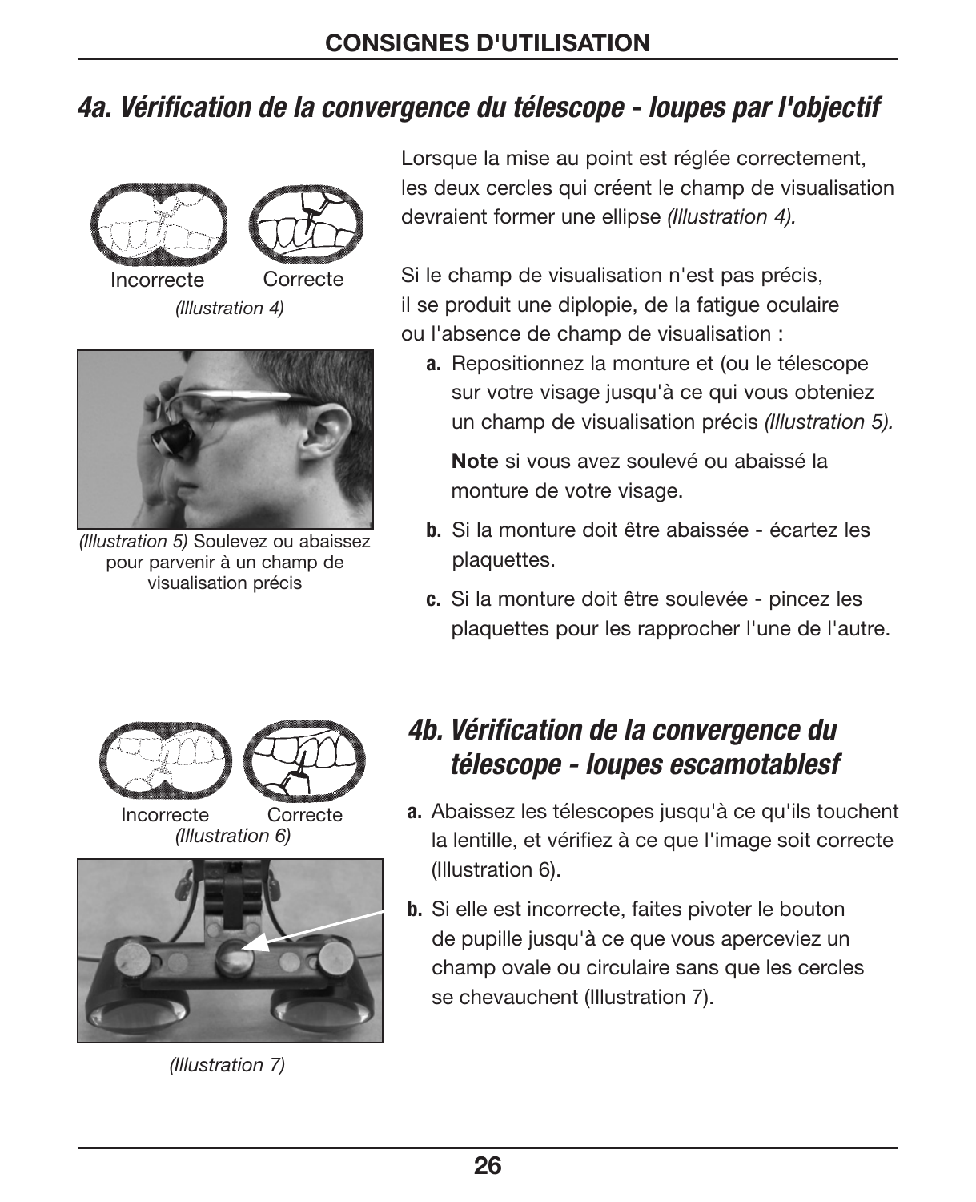## 4a. Vérification de la convergence du télescope - loupes par l'objectif

Incorrecte Correcte
*(Illustration 4)*

*(Illustration 5)* Soulevez ou abaissez pour parvenir à un champ de visualisation précis

Lorsque la mise au point est réglée correctement, les deux cercles qui créent le champ de visualisation devraient former une ellipse *(Illustration 4).*

Si le champ de visualisation n'est pas précis, il se produit une diplopie, de la fatigue oculaire ou l'absence de champ de visualisation :

**a.** Repositionnez la monture et (ou le télescope sur votre visage jusqu'à ce qui vous obteniez un champ de visualisation précis *(Illustration 5).*

**Note** si vous avez soulevé ou abaissé la monture de votre visage.

**b.** Si la monture doit être abaissée - écartez les plaquettes.

**c.** Si la monture doit être soulevée - pincez les plaquettes pour les rapprocher l'une de l'autre.

## 4b. Vérification de la convergence du télescope - loupes escamotablesf

Incorrecte Correcte
*(Illustration 6)*

**a.** Abaissez les télescopes jusqu'à ce qu'ils touchent la lentille, et vérifiez à ce que l'image soit correcte (Illustration 6).

**b.** Si elle est incorrecte, faites pivoter le bouton de pupille jusqu'à ce que vous aperceviez un champ ovale ou circulaire sans que les cercles se chevauchent (Illustration 7).

*(Illustration 7)*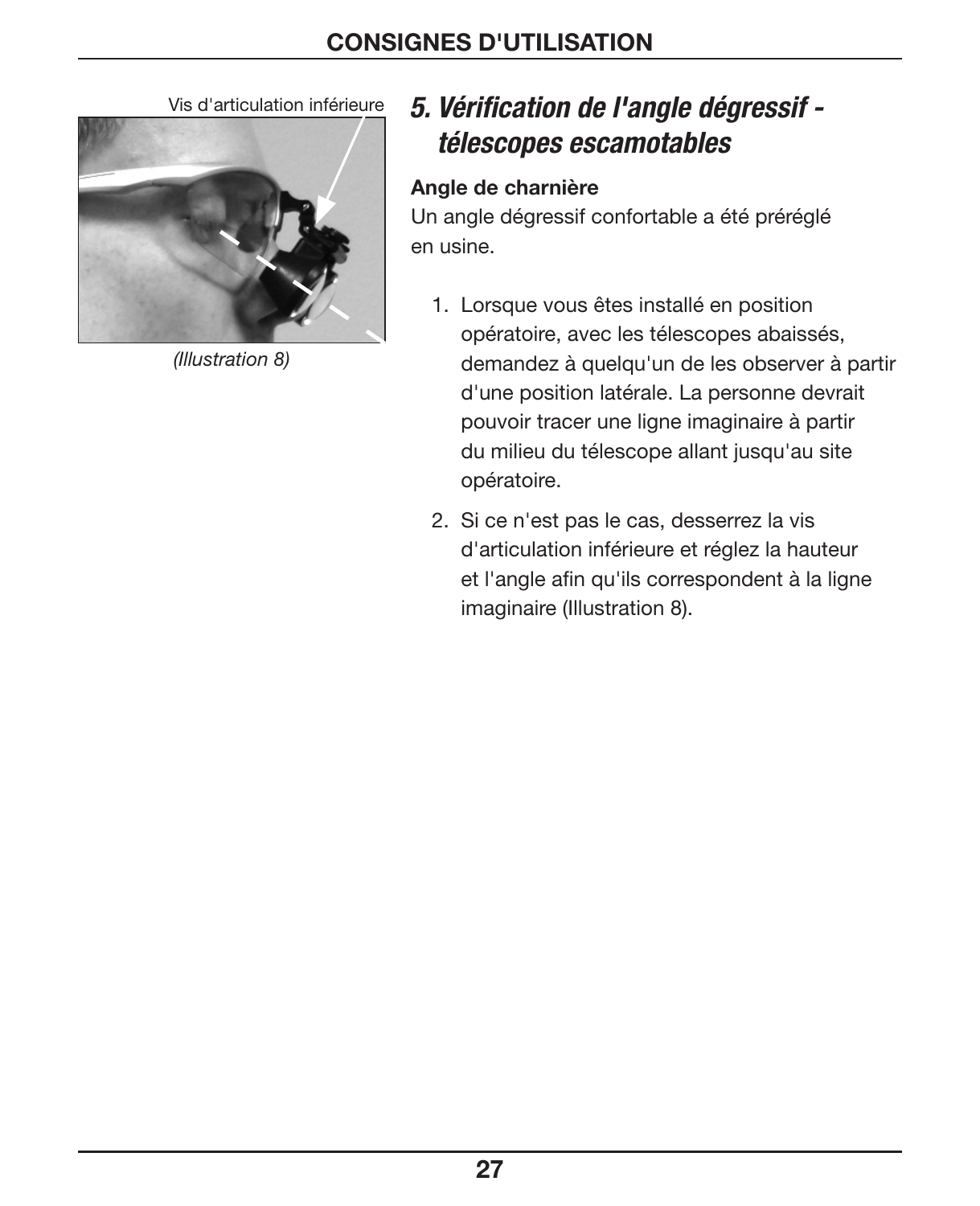Vis d'articulation inférieure

(Illustration 8)

## 5. Vérification de l'angle dégressif - télescopes escamotables

**Angle de charnière**

Un angle dégressif confortable a été préréglé en usine.

1. Lorsque vous êtes installé en position opératoire, avec les télescopes abaissés, demandez à quelqu'un de les observer à partir d'une position latérale. La personne devrait pouvoir tracer une ligne imaginaire à partir du milieu du télescope allant jusqu'au site opératoire.
2. Si ce n'est pas le cas, desserrez la vis d'articulation inférieure et réglez la hauteur et l'angle afin qu'ils correspondent à la ligne imaginaire (Illustration 8).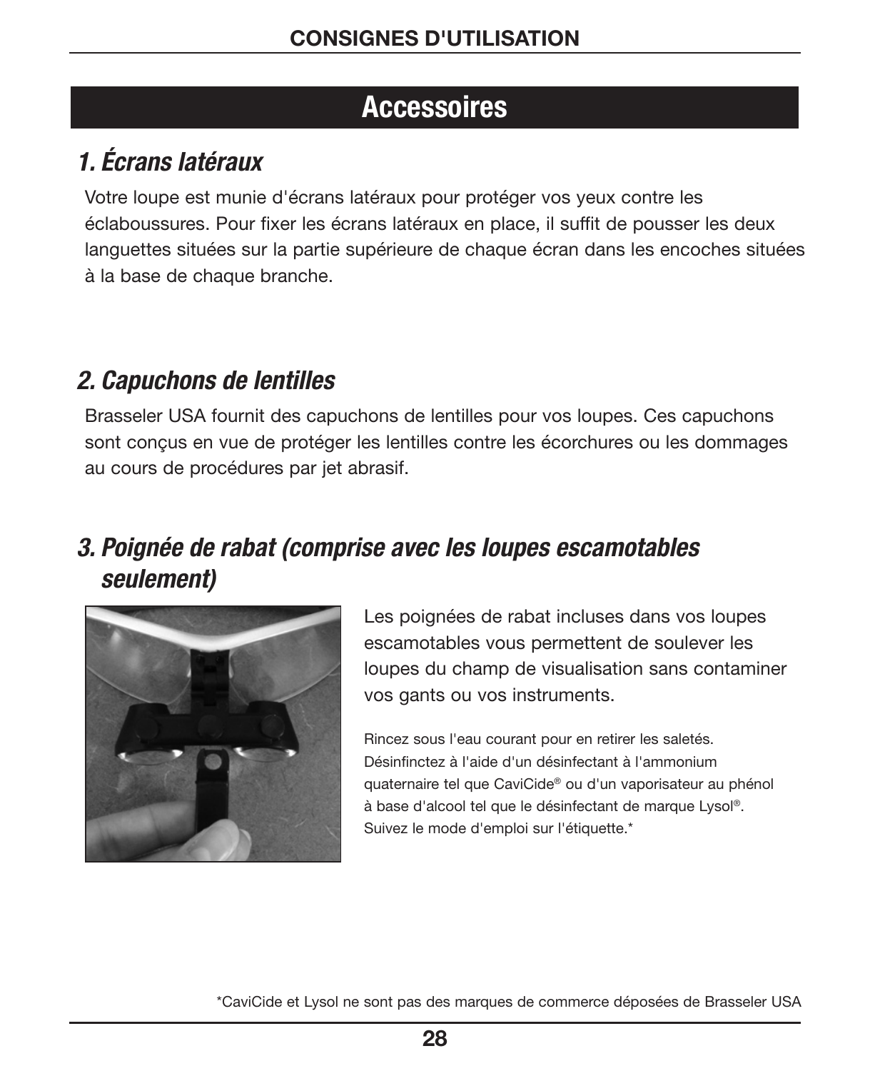## Accessoires

### *1. Écrans latéraux*

Votre loupe est munie d'écrans latéraux pour protéger vos yeux contre les éclaboussures. Pour fixer les écrans latéraux en place, il suffit de pousser les deux languettes situées sur la partie supérieure de chaque écran dans les encoches situées à la base de chaque branche.

### *2. Capuchons de lentilles*

Brasseler USA fournit des capuchons de lentilles pour vos loupes. Ces capuchons sont conçus en vue de protéger les lentilles contre les écorchures ou les dommages au cours de procédures par jet abrasif.

### *3. Poignée de rabat (comprise avec les loupes escamotables seulement)*

Les poignées de rabat incluses dans vos loupes escamotables vous permettent de soulever les loupes du champ de visualisation sans contaminer vos gants ou vos instruments.

Rincez sous l'eau courant pour en retirer les saletés. Désinfinctez à l'aide d'un désinfectant à l'ammonium quaternaire tel que CaviCide® ou d'un vaporisateur au phénol à base d'alcool tel que le désinfectant de marque Lysol®. Suivez le mode d'emploi sur l'étiquette.*

*CaviCide et Lysol ne sont pas des marques de commerce déposées de Brasseler USA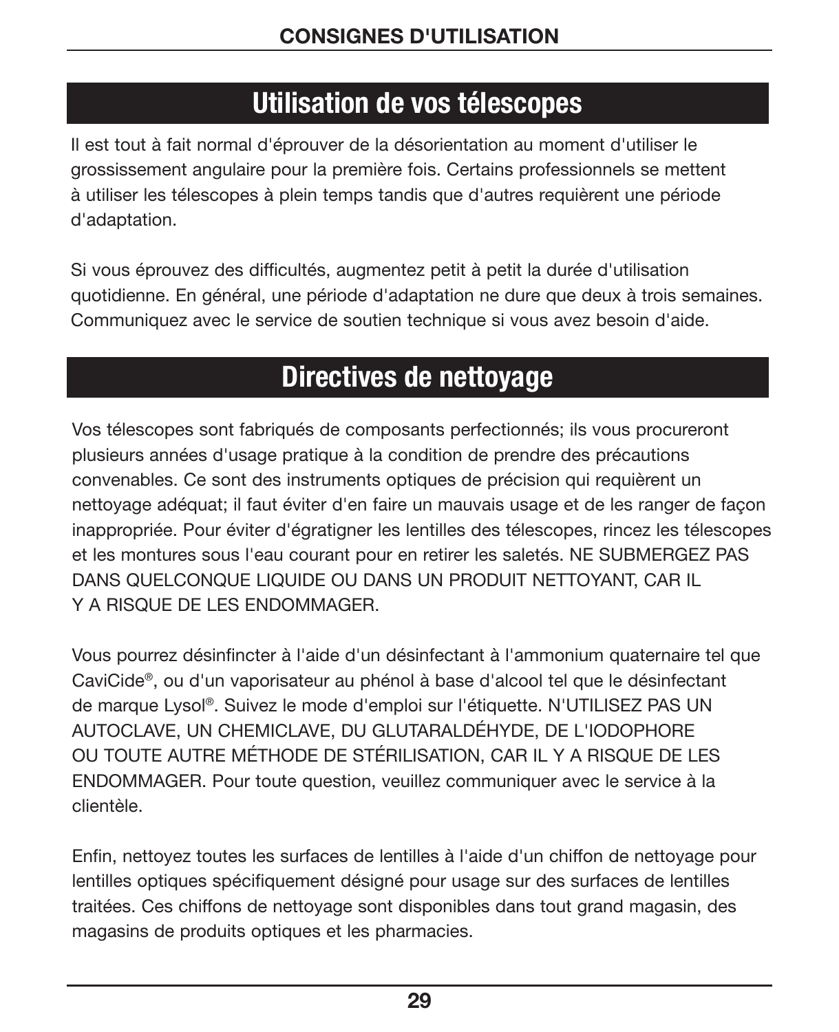## Utilisation de vos télescopes

Il est tout à fait normal d'éprouver de la désorientation au moment d'utiliser le grossissement angulaire pour la première fois. Certains professionnels se mettent à utiliser les télescopes à plein temps tandis que d'autres requièrent une période d'adaptation.

Si vous éprouvez des difficultés, augmentez petit à petit la durée d'utilisation quotidienne. En général, une période d'adaptation ne dure que deux à trois semaines. Communiquez avec le service de soutien technique si vous avez besoin d'aide.

## Directives de nettoyage

Vos télescopes sont fabriqués de composants perfectionnés; ils vous procureront plusieurs années d'usage pratique à la condition de prendre des précautions convenables. Ce sont des instruments optiques de précision qui requièrent un nettoyage adéquat; il faut éviter d'en faire un mauvais usage et de les ranger de façon inappropriée. Pour éviter d'égratigner les lentilles des télescopes, rincez les télescopes et les montures sous l'eau courant pour en retirer les saletés. NE SUBMERGEZ PAS DANS QUELCONQUE LIQUIDE OU DANS UN PRODUIT NETTOYANT, CAR IL Y A RISQUE DE LES ENDOMMAGER.

Vous pourrez désinfincter à l'aide d'un désinfectant à l'ammonium quaternaire tel que CaviCide®, ou d'un vaporisateur au phénol à base d'alcool tel que le désinfectant de marque Lysol®. Suivez le mode d'emploi sur l'étiquette. N'UTILISEZ PAS UN AUTOCLAVE, UN CHEMICLAVE, DU GLUTARALDÉHYDE, DE L'IODOPHORE OU TOUTE AUTRE MÉTHODE DE STÉRILISATION, CAR IL Y A RISQUE DE LES ENDOMMAGER. Pour toute question, veuillez communiquer avec le service à la clientèle.

Enfin, nettoyez toutes les surfaces de lentilles à l'aide d'un chiffon de nettoyage pour lentilles optiques spécifiquement désigné pour usage sur des surfaces de lentilles traitées. Ces chiffons de nettoyage sont disponibles dans tout grand magasin, des magasins de produits optiques et les pharmacies.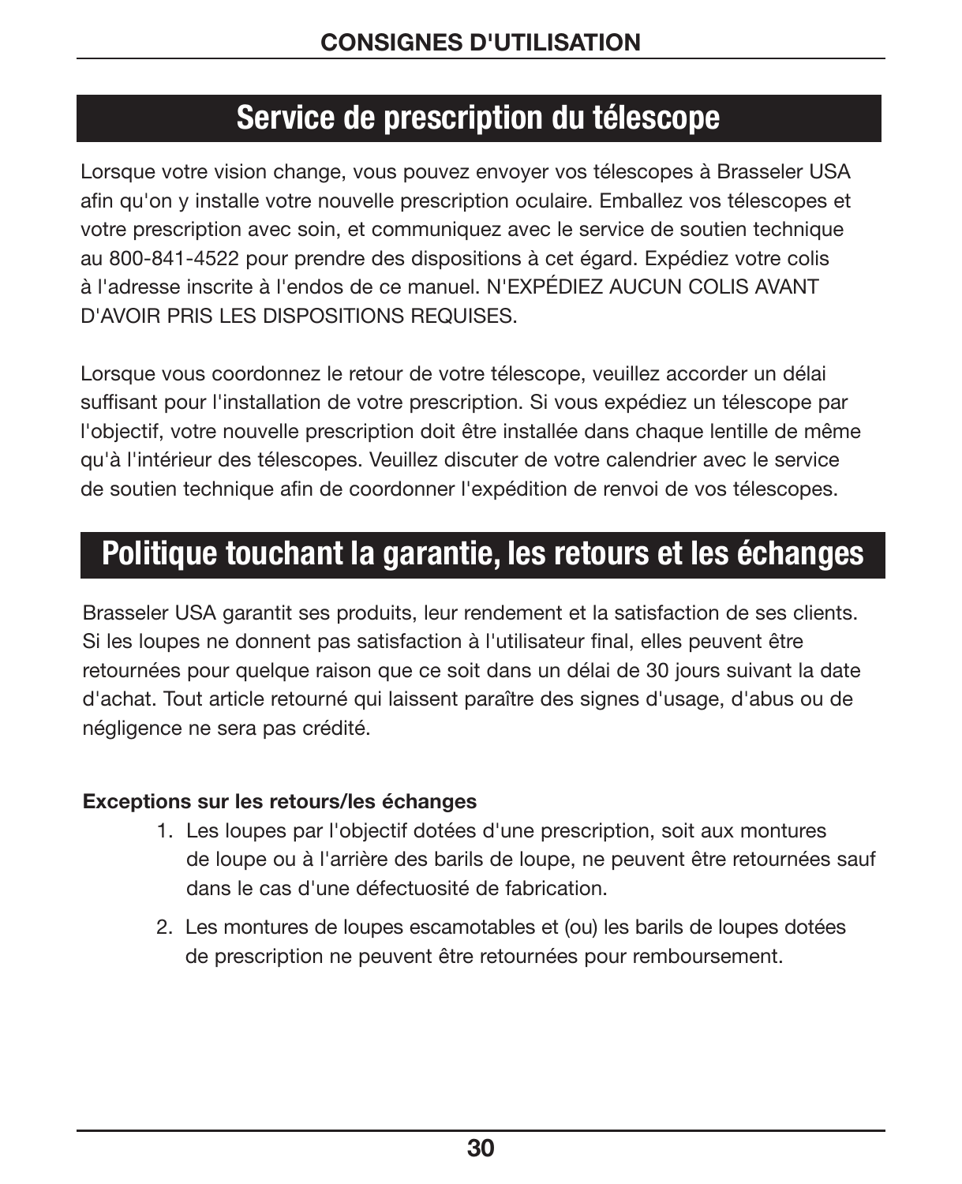## Service de prescription du télescope

Lorsque votre vision change, vous pouvez envoyer vos télescopes à Brasseler USA afin qu'on y installe votre nouvelle prescription oculaire. Emballez vos télescopes et votre prescription avec soin, et communiquez avec le service de soutien technique au 800-841-4522 pour prendre des dispositions à cet égard. Expédiez votre colis à l'adresse inscrite à l'endos de ce manuel. N'EXPÉDIEZ AUCUN COLIS AVANT D'AVOIR PRIS LES DISPOSITIONS REQUISES.

Lorsque vous coordonnez le retour de votre télescope, veuillez accorder un délai suffisant pour l'installation de votre prescription. Si vous expédiez un télescope par l'objectif, votre nouvelle prescription doit être installée dans chaque lentille de même qu'à l'intérieur des télescopes. Veuillez discuter de votre calendrier avec le service de soutien technique afin de coordonner l'expédition de renvoi de vos télescopes.

## Politique touchant la garantie, les retours et les échanges

Brasseler USA garantit ses produits, leur rendement et la satisfaction de ses clients. Si les loupes ne donnent pas satisfaction à l'utilisateur final, elles peuvent être retournées pour quelque raison que ce soit dans un délai de 30 jours suivant la date d'achat. Tout article retourné qui laissent paraître des signes d'usage, d'abus ou de négligence ne sera pas crédité.

**Exceptions sur les retours/les échanges**

1. Les loupes par l'objectif dotées d'une prescription, soit aux montures de loupe ou à l'arrière des barils de loupe, ne peuvent être retournées sauf dans le cas d'une défectuosité de fabrication.
2. Les montures de loupes escamotables et (ou) les barils de loupes dotées de prescription ne peuvent être retournées pour remboursement.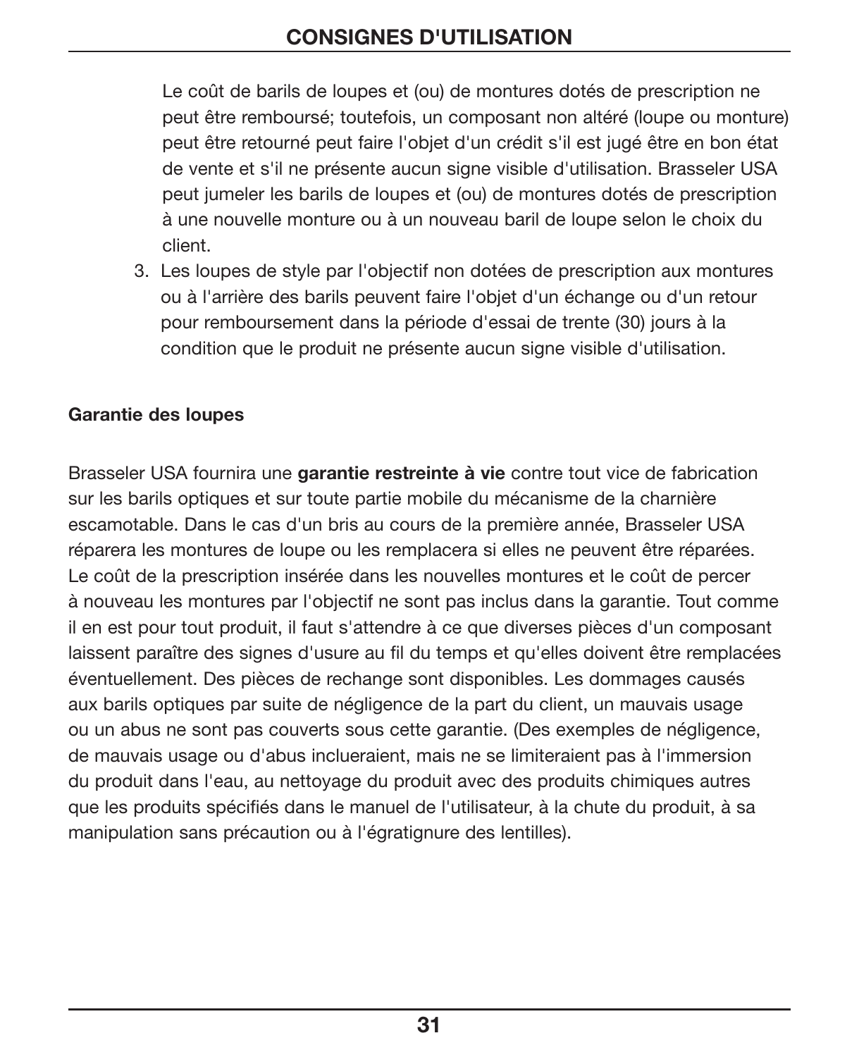Le coût de barils de loupes et (ou) de montures dotés de prescription ne peut être remboursé; toutefois, un composant non altéré (loupe ou monture) peut être retourné peut faire l'objet d'un crédit s'il est jugé être en bon état de vente et s'il ne présente aucun signe visible d'utilisation. Brasseler USA peut jumeler les barils de loupes et (ou) de montures dotés de prescription à une nouvelle monture ou à un nouveau baril de loupe selon le choix du client.

3. Les loupes de style par l'objectif non dotées de prescription aux montures ou à l'arrière des barils peuvent faire l'objet d'un échange ou d'un retour pour remboursement dans la période d'essai de trente (30) jours à la condition que le produit ne présente aucun signe visible d'utilisation.

**Garantie des loupes**

Brasseler USA fournira une **garantie restreinte à vie** contre tout vice de fabrication sur les barils optiques et sur toute partie mobile du mécanisme de la charnière escamotable. Dans le cas d'un bris au cours de la première année, Brasseler USA réparera les montures de loupe ou les remplacera si elles ne peuvent être réparées. Le coût de la prescription insérée dans les nouvelles montures et le coût de percer à nouveau les montures par l'objectif ne sont pas inclus dans la garantie. Tout comme il en est pour tout produit, il faut s'attendre à ce que diverses pièces d'un composant laissent paraître des signes d'usure au fil du temps et qu'elles doivent être remplacées éventuellement. Des pièces de rechange sont disponibles. Les dommages causés aux barils optiques par suite de négligence de la part du client, un mauvais usage ou un abus ne sont pas couverts sous cette garantie. (Des exemples de négligence, de mauvais usage ou d'abus incluraient, mais ne se limiteraient pas à l'immersion du produit dans l'eau, au nettoyage du produit avec des produits chimiques autres que les produits spécifiés dans le manuel de l'utilisateur, à la chute du produit, à sa manipulation sans précaution ou à l'égratignure des lentilles).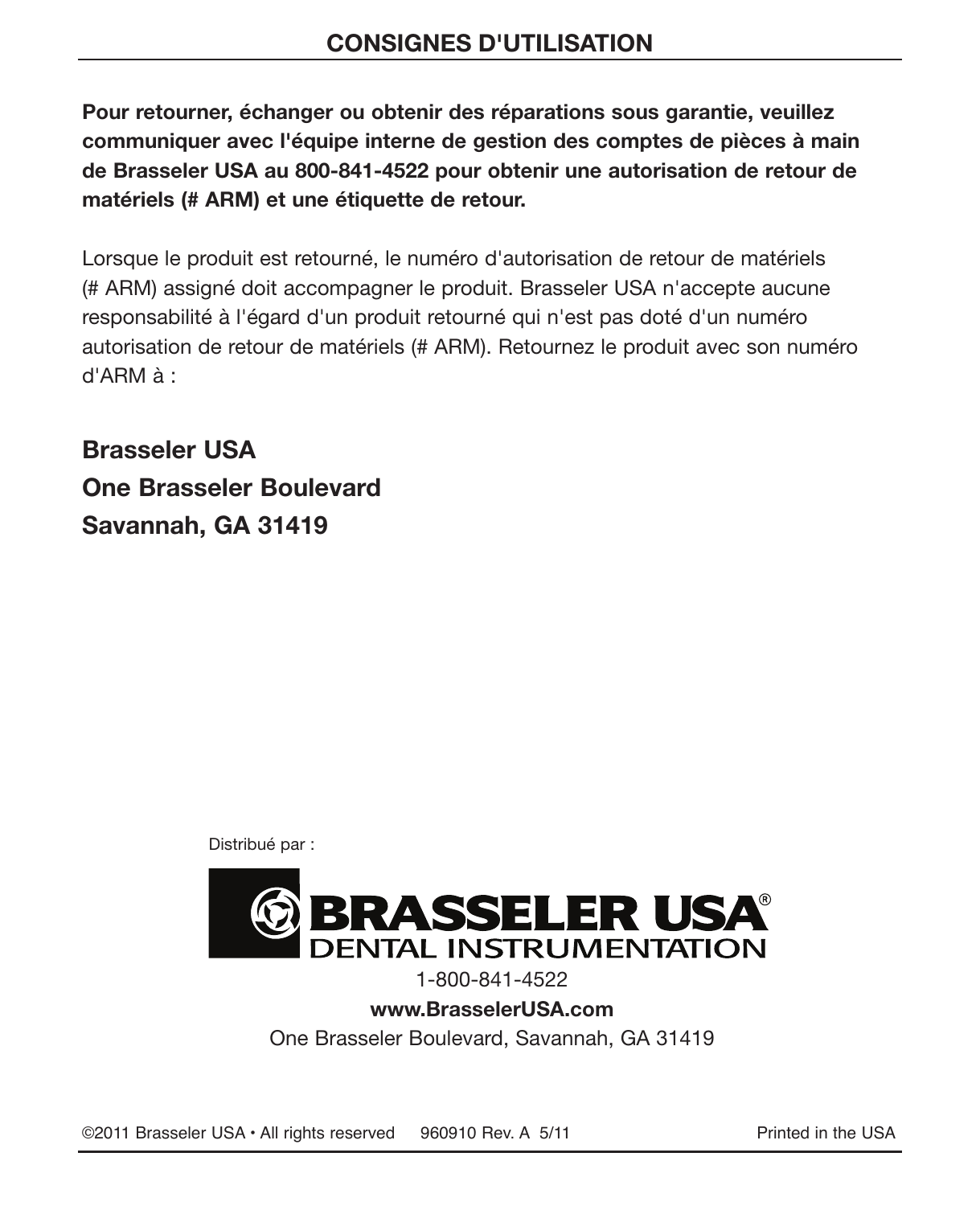## CONSIGNES D'UTILISATION

**Pour retourner, échanger ou obtenir des réparations sous garantie, veuillez communiquer avec l'équipe interne de gestion des comptes de pièces à main de Brasseler USA au 800-841-4522 pour obtenir une autorisation de retour de matériels (# ARM) et une étiquette de retour.**

Lorsque le produit est retourné, le numéro d'autorisation de retour de matériels (# ARM) assigné doit accompagner le produit. Brasseler USA n'accepte aucune responsabilité à l'égard d'un produit retourné qui n'est pas doté d'un numéro autorisation de retour de matériels (# ARM). Retournez le produit avec son numéro d'ARM à :

**Brasseler USA**
**One Brasseler Boulevard**
**Savannah, GA 31419**

Distribué par :

BRASSELER USA®
DENTAL INSTRUMENTATION

1-800-841-4522

**www.BrasselerUSA.com**

One Brasseler Boulevard, Savannah, GA 31419

©2011 Brasseler USA • All rights reserved 960910 Rev. A 5/11 Printed in the USA